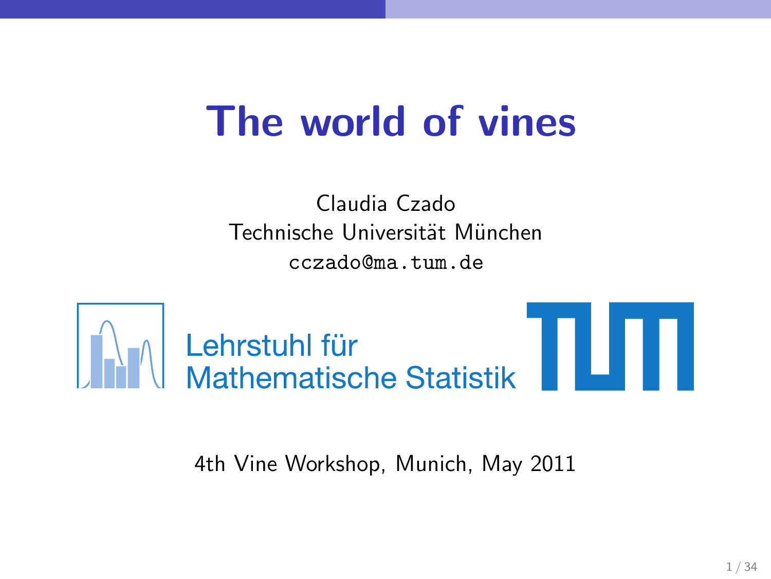# The world of vines

Claudia Czado
Technische Universität München
cczado@ma.tum.de

Lehrstuhl für Mathematische Statistik

4th Vine Workshop, Munich, May 2011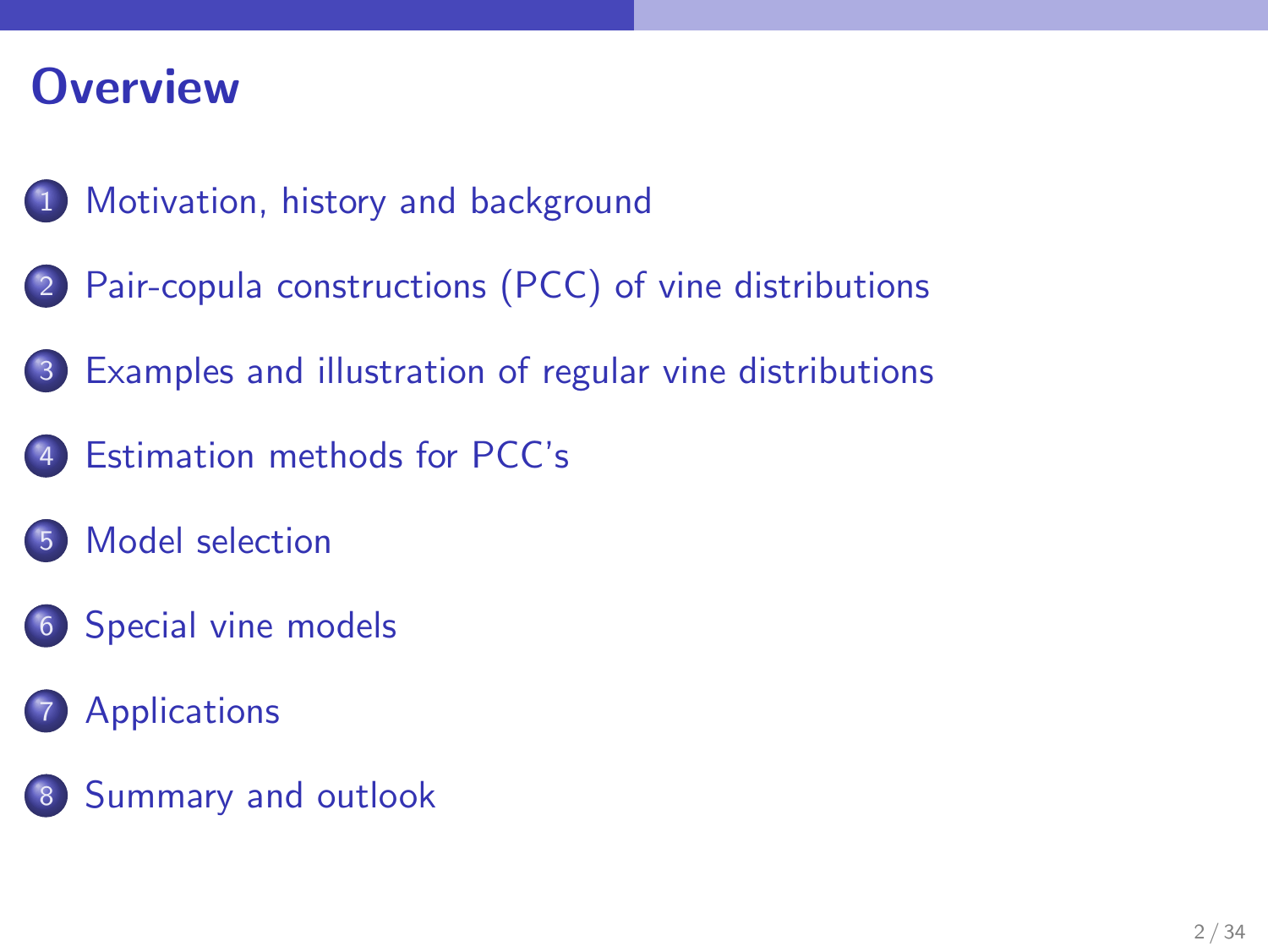# Overview

1. Motivation, history and background
2. Pair-copula constructions (PCC) of vine distributions
3. Examples and illustration of regular vine distributions
4. Estimation methods for PCC's
5. Model selection
6. Special vine models
7. Applications
8. Summary and outlook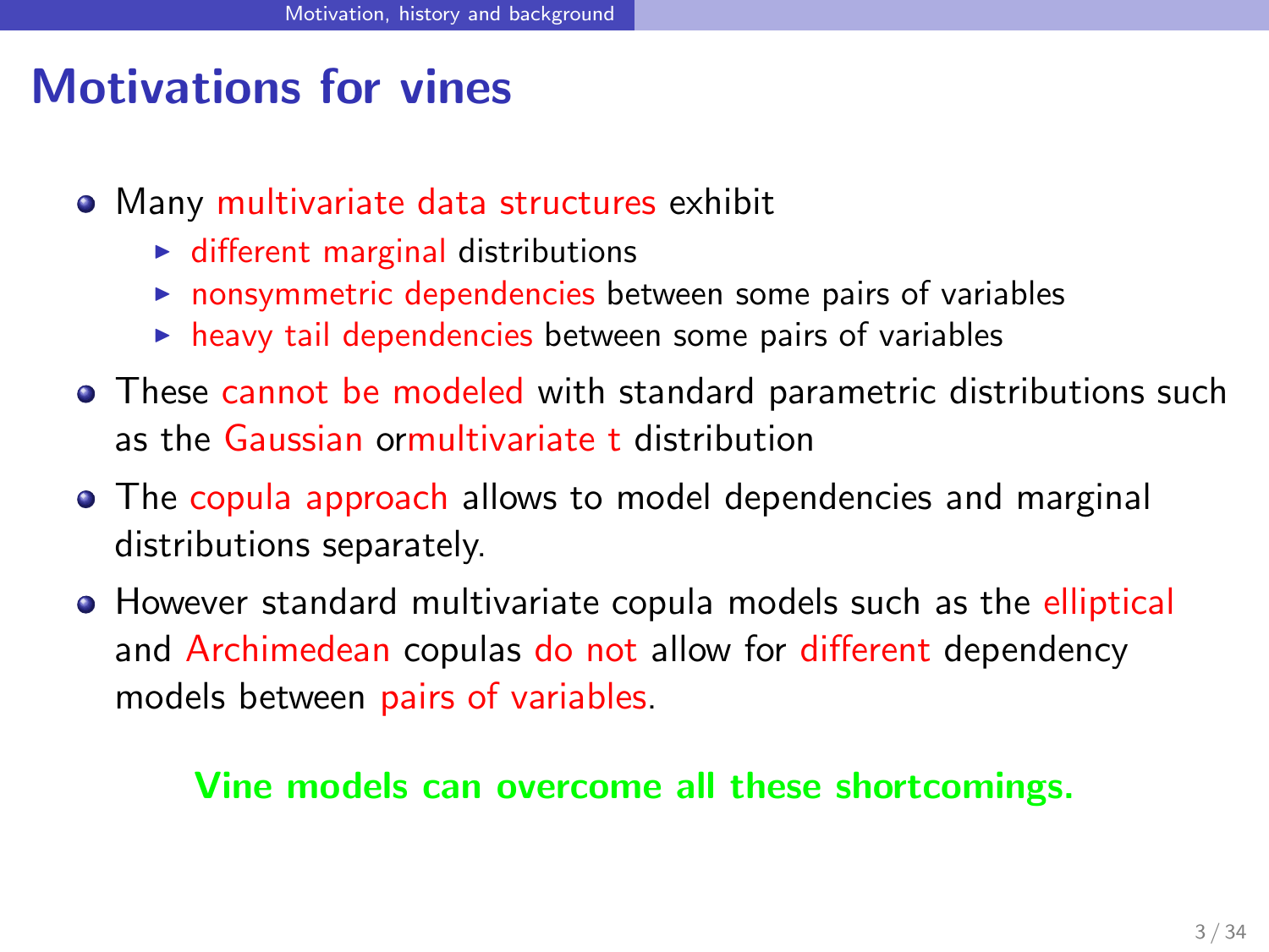# Motivations for vines

- Many multivariate data structures exhibit
  - different marginal distributions
  - nonsymmetric dependencies between some pairs of variables
  - heavy tail dependencies between some pairs of variables
- These cannot be modeled with standard parametric distributions such as the Gaussian ormultivariate t distribution
- The copula approach allows to model dependencies and marginal distributions separately.
- However standard multivariate copula models such as the elliptical and Archimedean copulas do not allow for different dependency models between pairs of variables.

**Vine models can overcome all these shortcomings.**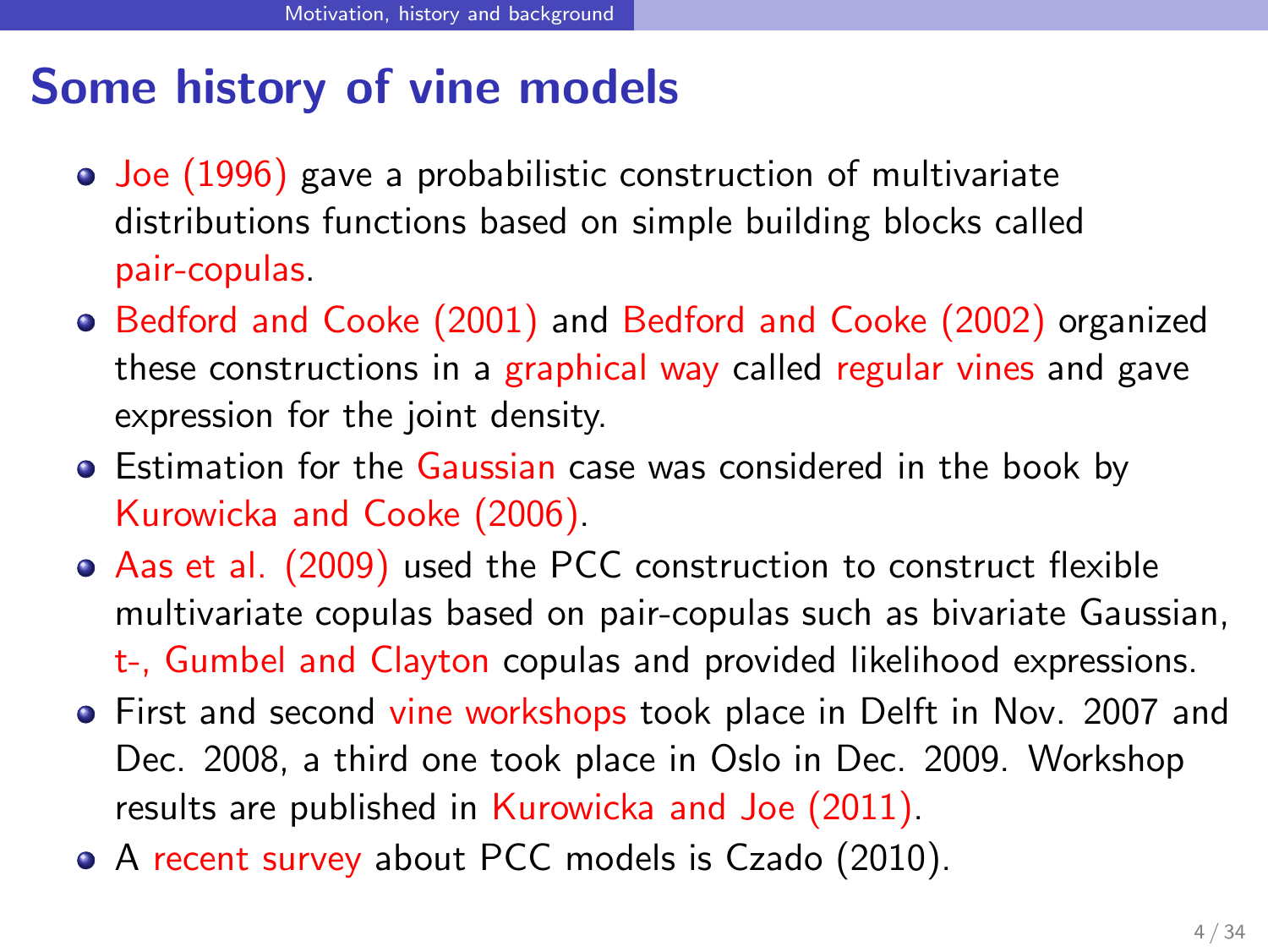# Some history of vine models

- Joe (1996) gave a probabilistic construction of multivariate distributions functions based on simple building blocks called pair-copulas.
- Bedford and Cooke (2001) and Bedford and Cooke (2002) organized these constructions in a graphical way called regular vines and gave expression for the joint density.
- Estimation for the Gaussian case was considered in the book by Kurowicka and Cooke (2006).
- Aas et al. (2009) used the PCC construction to construct flexible multivariate copulas based on pair-copulas such as bivariate Gaussian, t-, Gumbel and Clayton copulas and provided likelihood expressions.
- First and second vine workshops took place in Delft in Nov. 2007 and Dec. 2008, a third one took place in Oslo in Dec. 2009. Workshop results are published in Kurowicka and Joe (2011).
- A recent survey about PCC models is Czado (2010).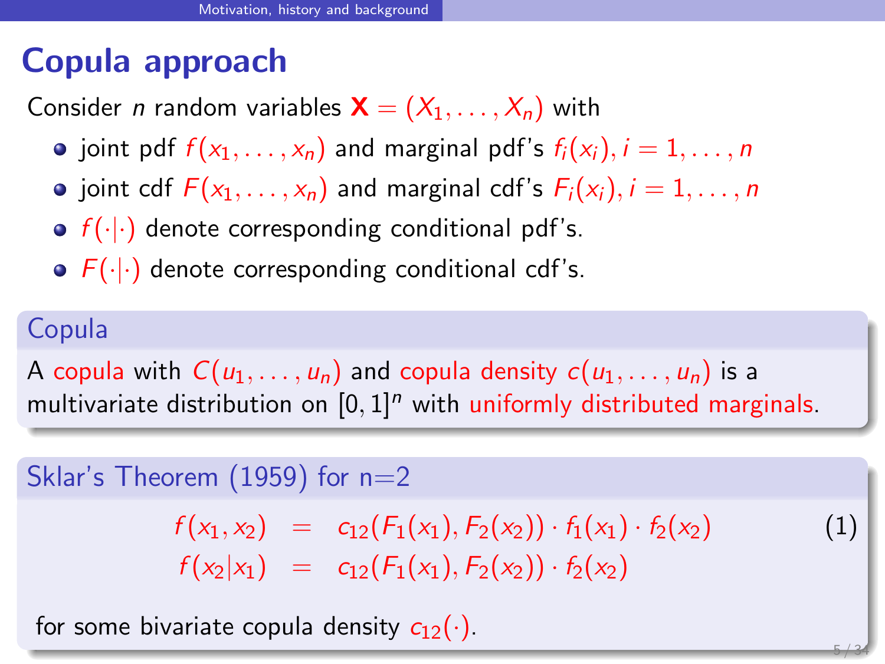# Copula approach

Consider $n$ random variables $\mathbf{X} = (X_1, \ldots, X_n)$ with

- joint pdf $f(x_1, \ldots, x_n)$ and marginal pdf's $f_i(x_i), i = 1, \ldots, n$
- joint cdf $F(x_1, \ldots, x_n)$ and marginal cdf's $F_i(x_i), i = 1, \ldots, n$
- $f(\cdot|\cdot)$ denote corresponding conditional pdf's.
- $F(\cdot|\cdot)$ denote corresponding conditional cdf's.

### Copula

A copula with $C(u_1, \ldots, u_n)$ and copula density $c(u_1, \ldots, u_n)$ is a multivariate distribution on $[0,1]^n$ with uniformly distributed marginals.

### Sklar's Theorem (1959) for n=2

$$
\begin{aligned}
f(x_1, x_2) &= c_{12}(F_1(x_1), F_2(x_2)) \cdot f_1(x_1) \cdot f_2(x_2) \qquad (1) \\
f(x_2|x_1) &= c_{12}(F_1(x_1), F_2(x_2)) \cdot f_2(x_2)
\end{aligned}
$$

for some bivariate copula density $c_{12}(\cdot)$.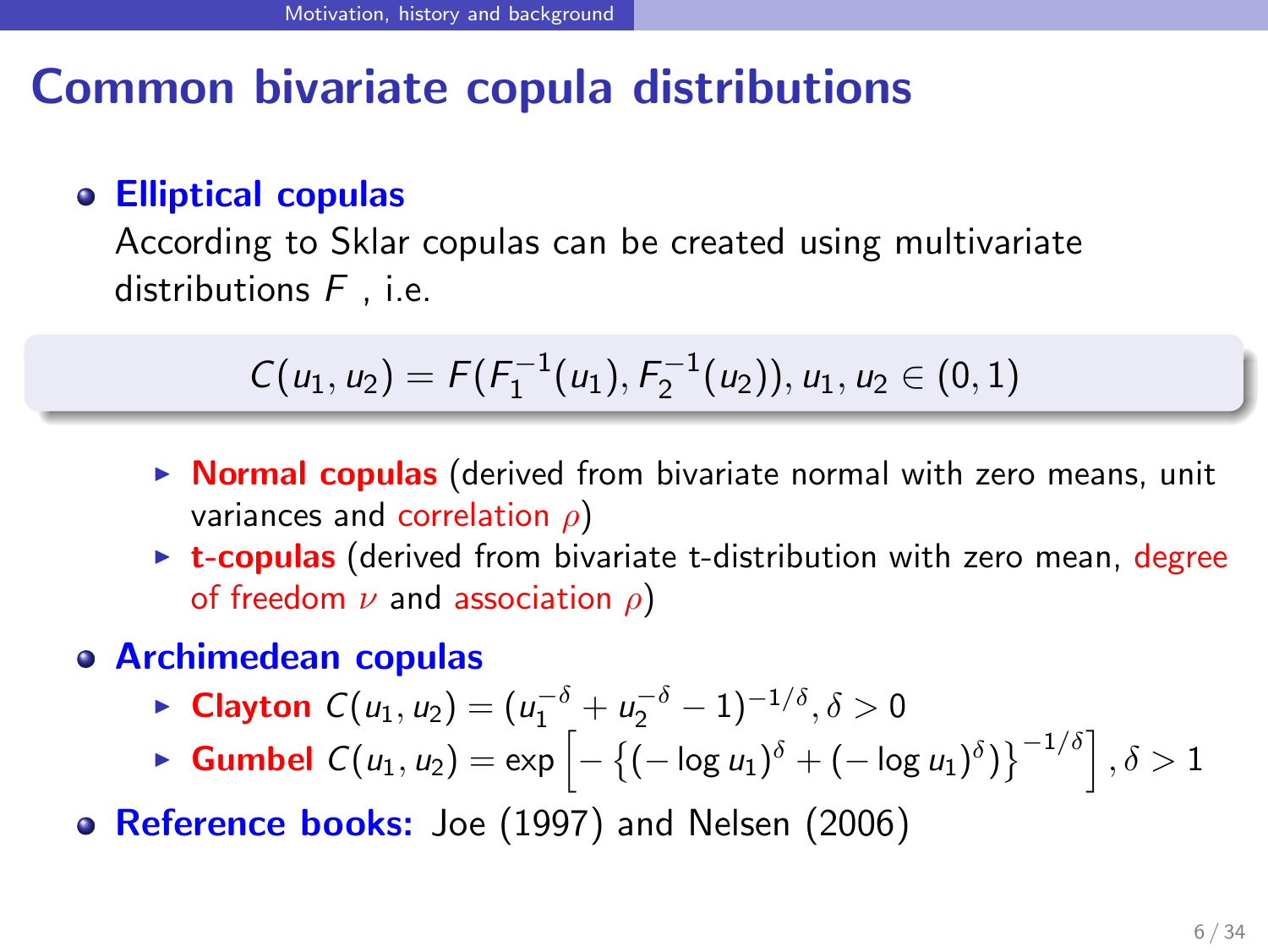# Common bivariate copula distributions

- **Elliptical copulas**

  According to Sklar copulas can be created using multivariate distributions $F$ , i.e.

$$C(u_1, u_2) = F(F_1^{-1}(u_1), F_2^{-1}(u_2)), u_1, u_2 \in (0, 1)$$

  - **Normal copulas** (derived from bivariate normal with zero means, unit variances and correlation $\rho$)
  - **t-copulas** (derived from bivariate t-distribution with zero mean, degree of freedom $\nu$ and association $\rho$)

- **Archimedean copulas**
  - **Clayton** $C(u_1, u_2) = (u_1^{-\delta} + u_2^{-\delta} - 1)^{-1/\delta}, \delta > 0$
  - **Gumbel** $C(u_1, u_2) = \exp\left[-\left\{(-\log u_1)^{\delta} + (-\log u_1)^{\delta})\right\}^{-1/\delta}\right], \delta > 1$

- **Reference books:** Joe (1997) and Nelsen (2006)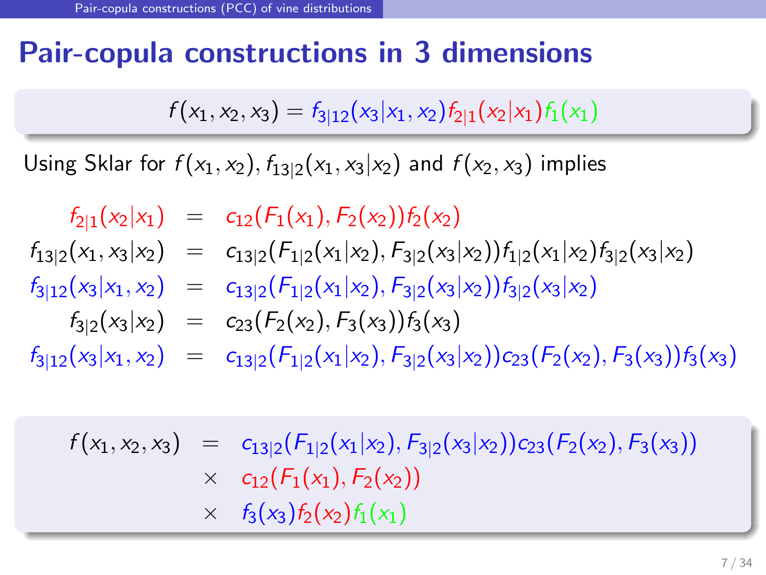# Pair-copula constructions in 3 dimensions

$$f(x_1, x_2, x_3) = f_{3|12}(x_3|x_1, x_2) f_{2|1}(x_2|x_1) f_1(x_1)$$

Using Sklar for $f(x_1, x_2)$, $f_{13|2}(x_1, x_3|x_2)$ and $f(x_2, x_3)$ implies

$$
\begin{aligned}
f_{2|1}(x_2|x_1) &= c_{12}(F_1(x_1), F_2(x_2)) f_2(x_2) \\
f_{13|2}(x_1, x_3|x_2) &= c_{13|2}(F_{1|2}(x_1|x_2), F_{3|2}(x_3|x_2)) f_{1|2}(x_1|x_2) f_{3|2}(x_3|x_2) \\
f_{3|12}(x_3|x_1, x_2) &= c_{13|2}(F_{1|2}(x_1|x_2), F_{3|2}(x_3|x_2)) f_{3|2}(x_3|x_2) \\
f_{3|2}(x_3|x_2) &= c_{23}(F_2(x_2), F_3(x_3)) f_3(x_3) \\
f_{3|12}(x_3|x_1, x_2) &= c_{13|2}(F_{1|2}(x_1|x_2), F_{3|2}(x_3|x_2)) c_{23}(F_2(x_2), F_3(x_3)) f_3(x_3)
\end{aligned}
$$

$$
\begin{aligned}
f(x_1, x_2, x_3) &= c_{13|2}(F_{1|2}(x_1|x_2), F_{3|2}(x_3|x_2)) c_{23}(F_2(x_2), F_3(x_3)) \\
&\times c_{12}(F_1(x_1), F_2(x_2)) \\
&\times f_3(x_3) f_2(x_2) f_1(x_1)
\end{aligned}
$$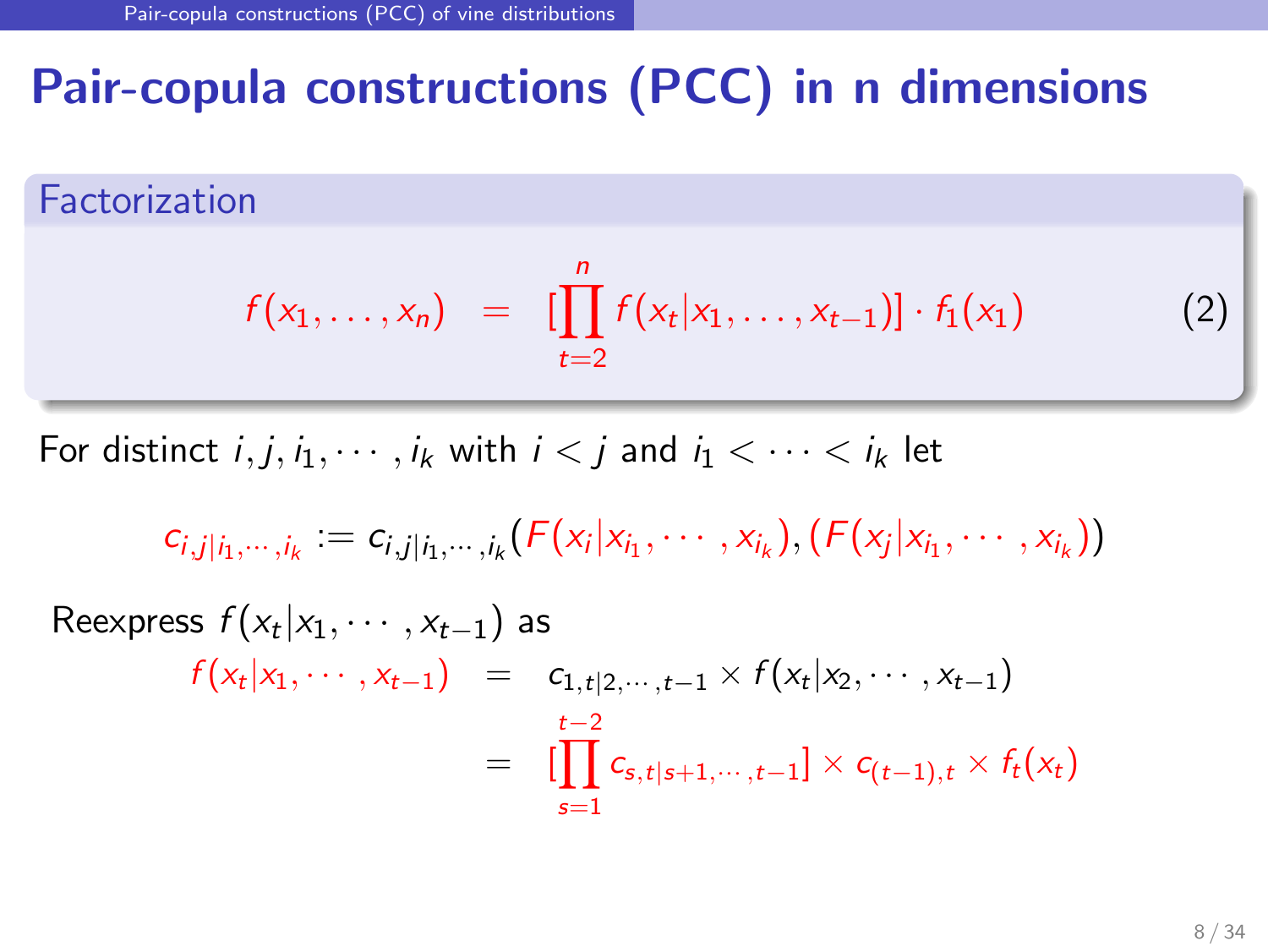# Pair-copula constructions (PCC) in n dimensions

### Factorization

$$f(x_1, \ldots, x_n) = [\prod_{t=2}^{n} f(x_t | x_1, \ldots, x_{t-1})] \cdot f_1(x_1) \tag{2}$$

For distinct $i, j, i_1, \cdots, i_k$ with $i < j$ and $i_1 < \cdots < i_k$ let

$$c_{i,j|i_1,\cdots,i_k} := c_{i,j|i_1,\cdots,i_k}(F(x_i | x_{i_1}, \cdots, x_{i_k}), (F(x_j | x_{i_1}, \cdots, x_{i_k}))$$

Reexpress $f(x_t | x_1, \cdots, x_{t-1})$ as

$$\begin{aligned} f(x_t | x_1, \cdots, x_{t-1}) &= c_{1,t|2,\cdots,t-1} \times f(x_t | x_2, \cdots, x_{t-1}) \\ &= [\prod_{s=1}^{t-2} c_{s,t|s+1,\cdots,t-1}] \times c_{(t-1),t} \times f_t(x_t) \end{aligned}$$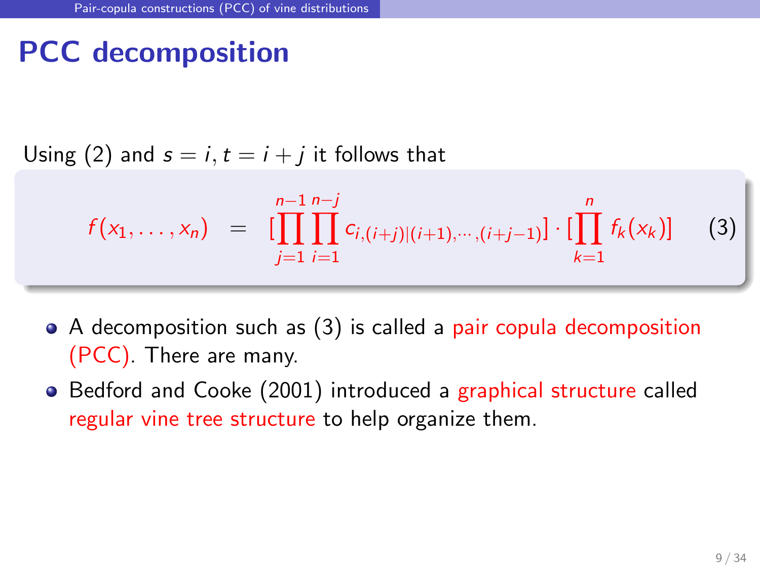# PCC decomposition

Using (2) and $s = i, t = i + j$ it follows that

$$f(x_1, \ldots, x_n) = [\prod_{j=1}^{n-1} \prod_{i=1}^{n-j} c_{i,(i+j)|(i+1),\cdots,(i+j-1)}] \cdot [\prod_{k=1}^{n} f_k(x_k)] \quad (3)$$

- A decomposition such as (3) is called a pair copula decomposition (PCC). There are many.
- Bedford and Cooke (2001) introduced a graphical structure called regular vine tree structure to help organize them.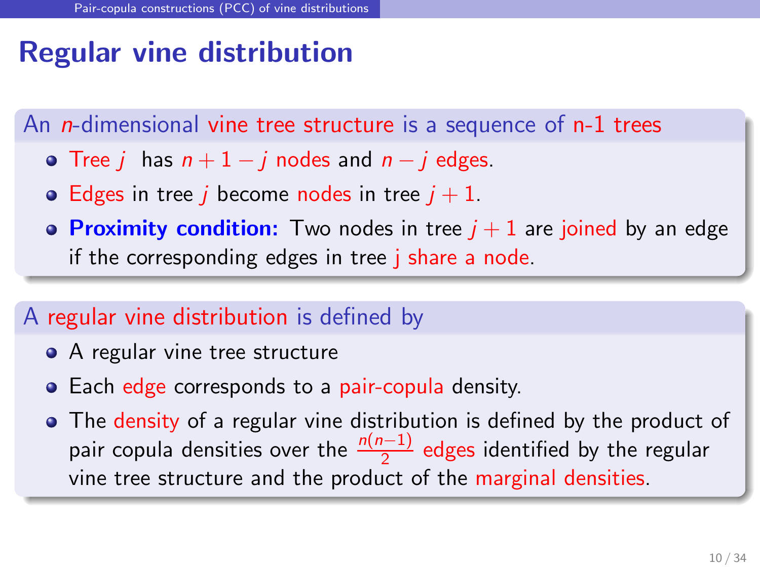# Regular vine distribution

**An $n$-dimensional vine tree structure is a sequence of n-1 trees**

- Tree $j$ has $n + 1 - j$ nodes and $n - j$ edges.
- Edges in tree $j$ become nodes in tree $j + 1$.
- **Proximity condition:** Two nodes in tree $j + 1$ are joined by an edge if the corresponding edges in tree j share a node.

**A regular vine distribution is defined by**

- A regular vine tree structure
- Each edge corresponds to a pair-copula density.
- The density of a regular vine distribution is defined by the product of pair copula densities over the $\frac{n(n-1)}{2}$ edges identified by the regular vine tree structure and the product of the marginal densities.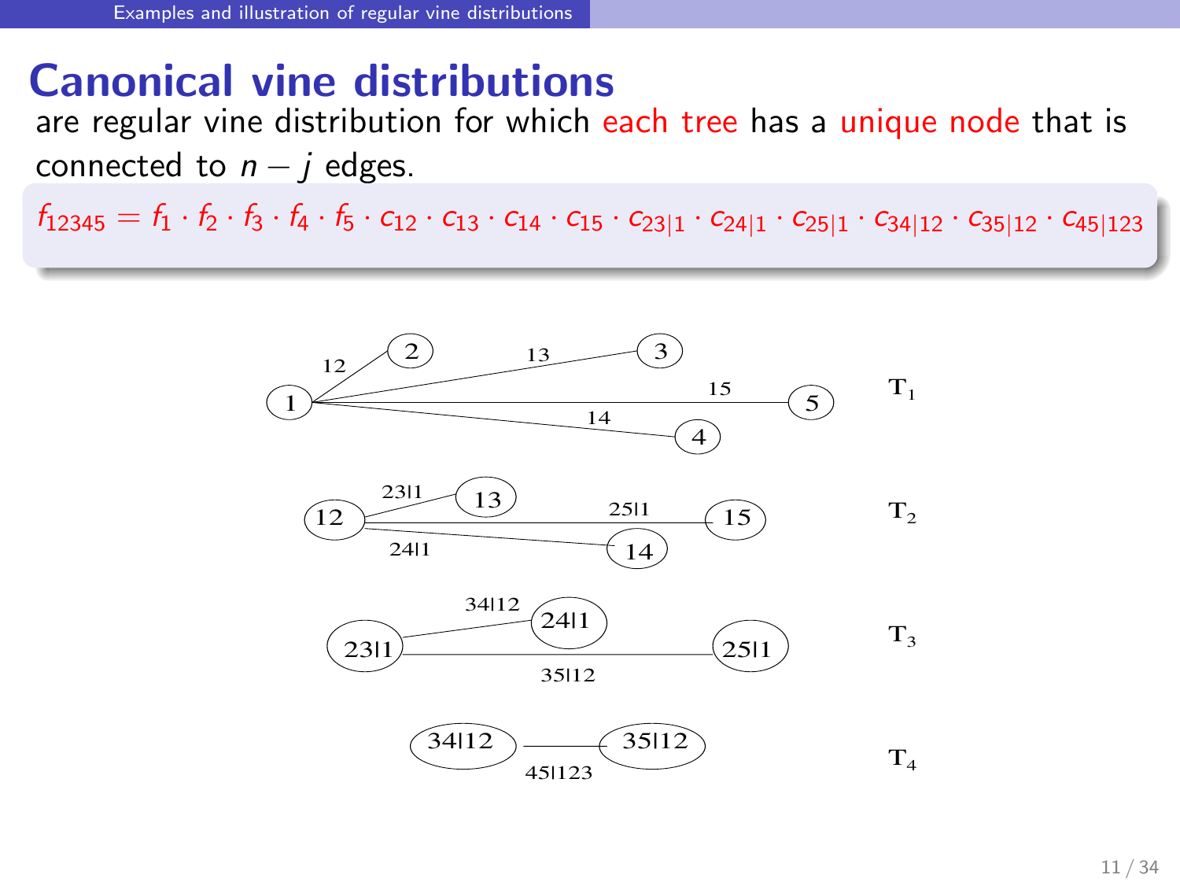# Canonical vine distributions

are regular vine distribution for which each tree has a unique node that is connected to $n - j$ edges.

$$f_{12345} = f_1 \cdot f_2 \cdot f_3 \cdot f_4 \cdot f_5 \cdot c_{12} \cdot c_{13} \cdot c_{14} \cdot c_{15} \cdot c_{23|1} \cdot c_{24|1} \cdot c_{25|1} \cdot c_{34|12} \cdot c_{35|12} \cdot c_{45|123}$$

$T_1$: node 1 connected to nodes 2, 3, 4, 5 via edges 12, 13, 14, 15

$T_2$: node 12 connected to nodes 13, 14, 15 via edges 23|1, 24|1, 25|1

$T_3$: node 23|1 connected to nodes 24|1, 25|1 via edges 34|12, 35|12

$T_4$: node 34|12 connected to node 35|12 via edge 45|123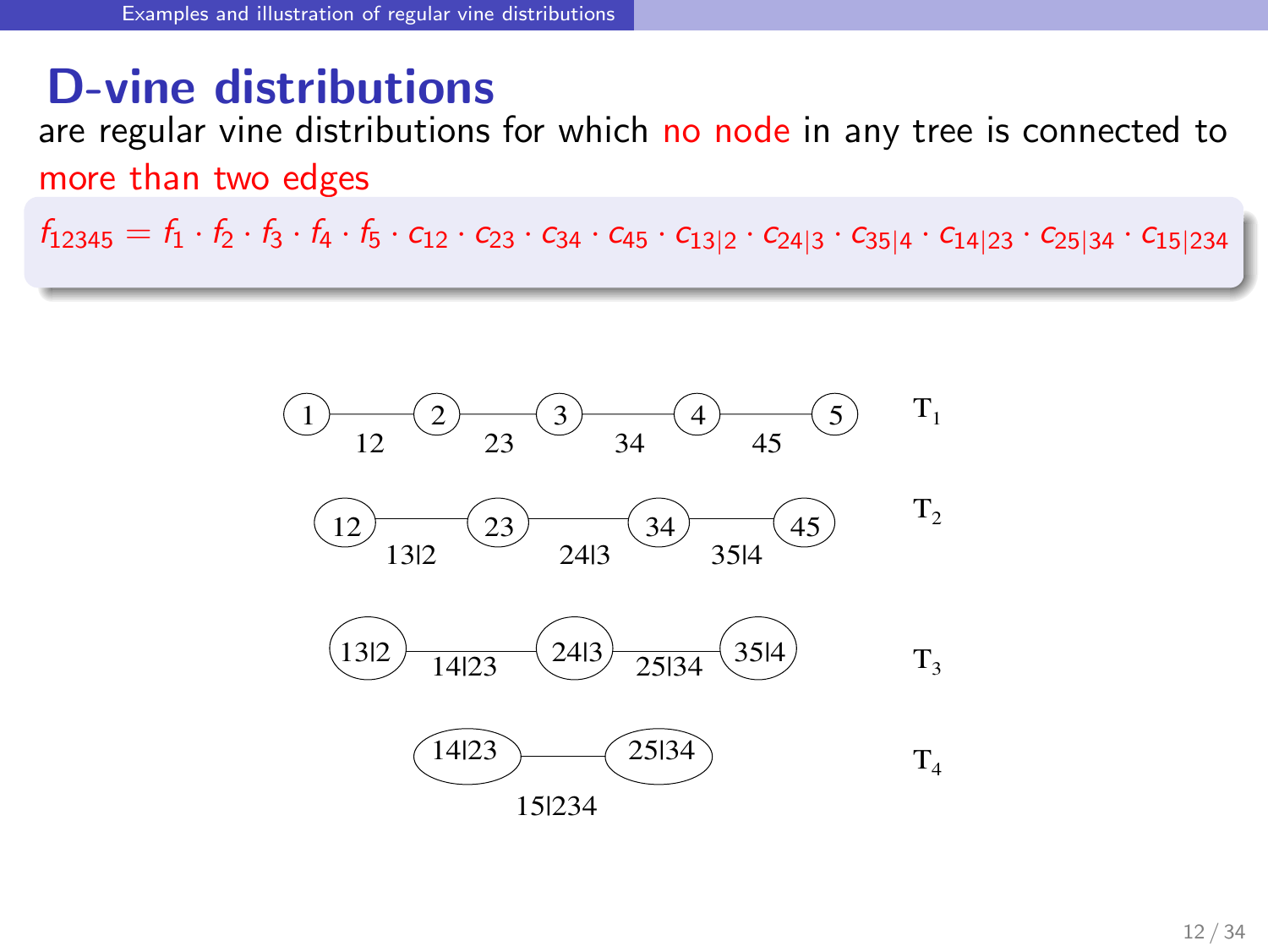# D-vine distributions

are regular vine distributions for which no node in any tree is connected to more than two edges

$$f_{12345} = f_1 \cdot f_2 \cdot f_3 \cdot f_4 \cdot f_5 \cdot c_{12} \cdot c_{23} \cdot c_{34} \cdot c_{45} \cdot c_{13|2} \cdot c_{24|3} \cdot c_{35|4} \cdot c_{14|23} \cdot c_{25|34} \cdot c_{15|234}$$

$T_1$: 1 —(12)— 2 —(23)— 3 —(34)— 4 —(45)— 5

$T_2$: 12 —(13|2)— 23 —(24|3)— 34 —(35|4)— 45

$T_3$: 13|2 —(14|23)— 24|3 —(25|34)— 35|4

$T_4$: 14|23 —(15|234)— 25|34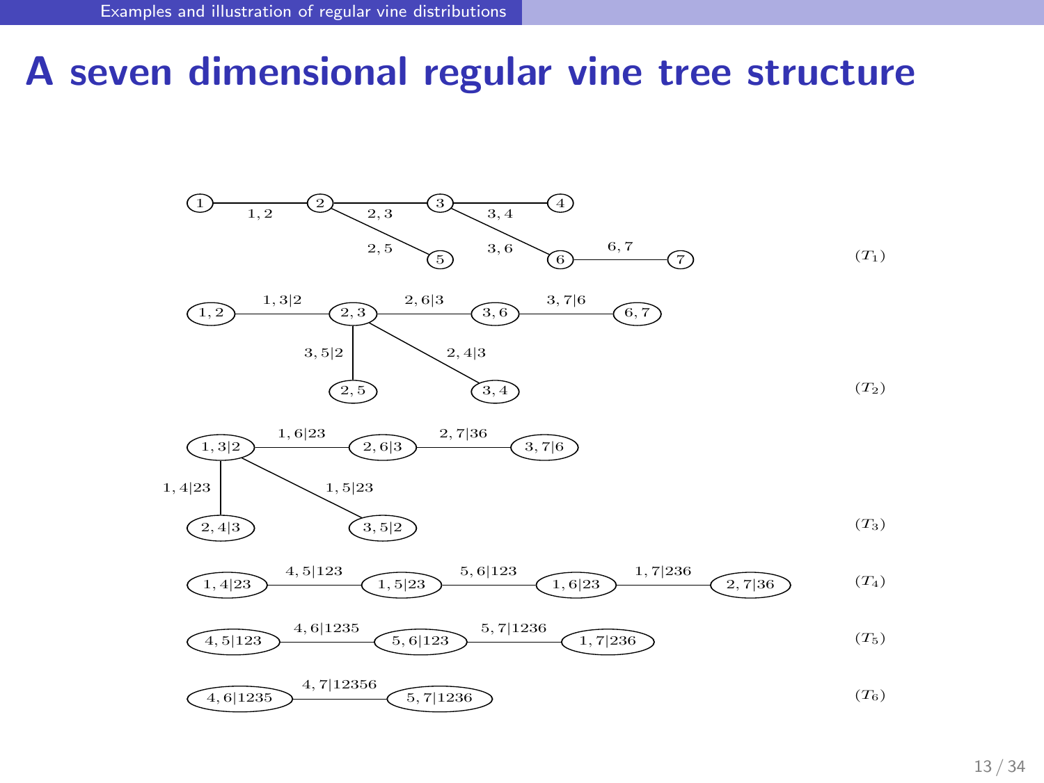# A seven dimensional regular vine tree structure

$(T_1)$: Nodes 1, 2, 3, 4, 5, 6, 7; edges $1,2$; $2,3$; $3,4$; $2,5$; $3,6$; $6,7$

$(T_2)$: Nodes $1,2$; $2,3$; $3,6$; $6,7$; $2,5$; $3,4$; edges $1,3|2$; $2,6|3$; $3,7|6$; $3,5|2$; $2,4|3$

$(T_3)$: Nodes $1,3|2$; $2,6|3$; $3,7|6$; $2,4|3$; $3,5|2$; edges $1,6|23$; $2,7|36$; $1,4|23$; $1,5|23$

$(T_4)$: Nodes $1,4|23$; $1,5|23$; $1,6|23$; $2,7|36$; edges $4,5|123$; $5,6|123$; $1,7|236$

$(T_5)$: Nodes $4,5|123$; $5,6|123$; $1,7|236$; edges $4,6|1235$; $5,7|1236$

$(T_6)$: Nodes $4,6|1235$; $5,7|1236$; edge $4,7|12356$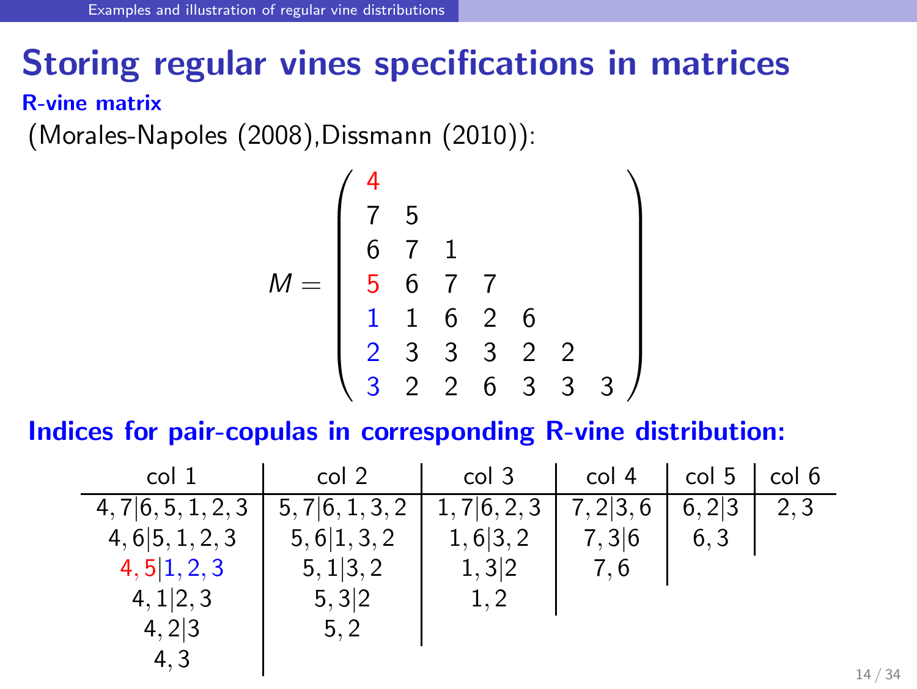# Storing regular vines specifications in matrices

**R-vine matrix**

(Morales-Napoles (2008),Dissmann (2010)):

$$M = \begin{pmatrix} 4 & & & & & & \\ 7 & 5 & & & & & \\ 6 & 7 & 1 & & & & \\ 5 & 6 & 7 & 7 & & & \\ 1 & 1 & 6 & 2 & 6 & & \\ 2 & 3 & 3 & 3 & 2 & 2 & \\ 3 & 2 & 2 & 6 & 3 & 3 & 3 \end{pmatrix}$$

**Indices for pair-copulas in corresponding R-vine distribution:**

| col 1 | col 2 | col 3 | col 4 | col 5 | col 6 |
|---|---|---|---|---|---|
| $4,7\|6,5,1,2,3$ | $5,7\|6,1,3,2$ | $1,7\|6,2,3$ | $7,2\|3,6$ | $6,2\|3$ | $2,3$ |
| $4,6\|5,1,2,3$ | $5,6\|1,3,2$ | $1,6\|3,2$ | $7,3\|6$ | $6,3$ | |
| $4,5\|1,2,3$ | $5,1\|3,2$ | $1,3\|2$ | $7,6$ | | |
| $4,1\|2,3$ | $5,3\|2$ | $1,2$ | | | |
| $4,2\|3$ | $5,2$ | | | | |
| $4,3$ | | | | | |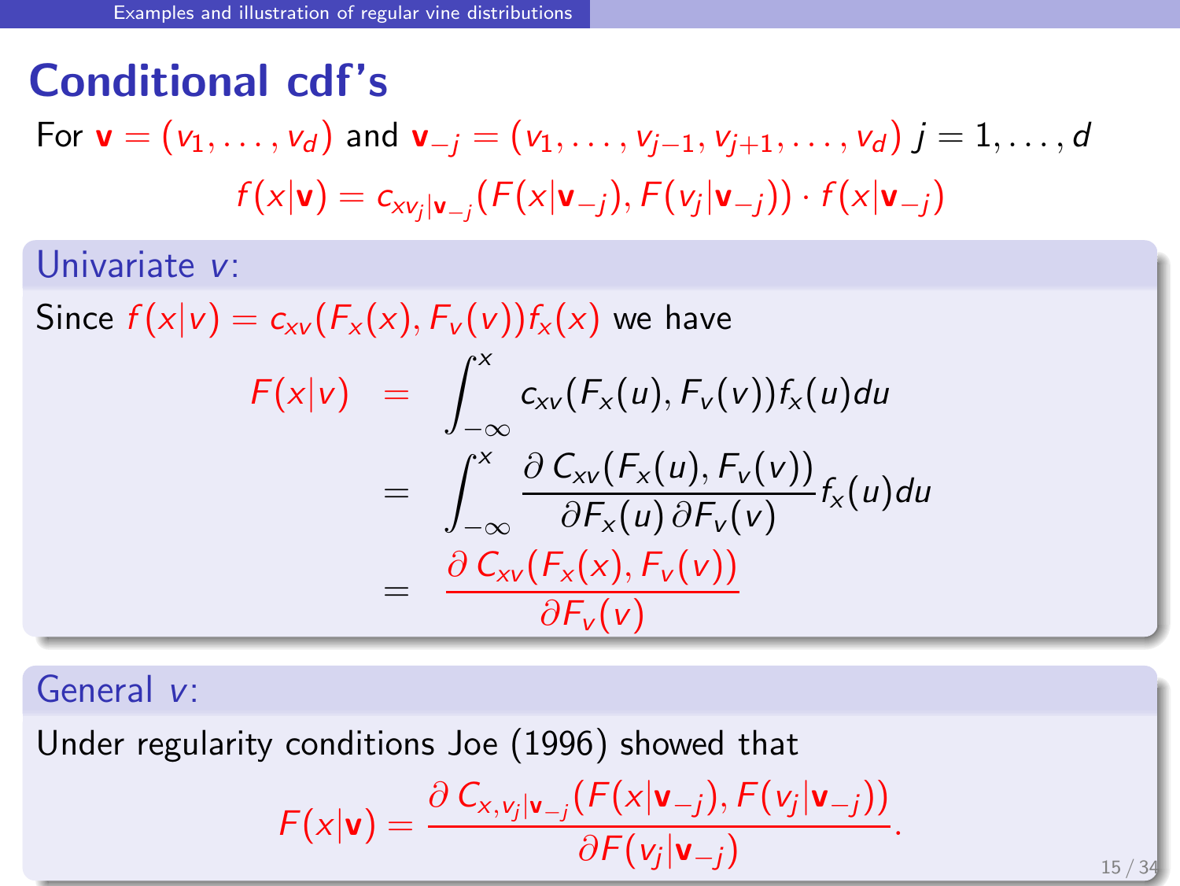# Conditional cdf's

For $\mathbf{v} = (v_1, \ldots, v_d)$ and $\mathbf{v}_{-j} = (v_1, \ldots, v_{j-1}, v_{j+1}, \ldots, v_d)$ $j = 1, \ldots, d$

$$f(x|\mathbf{v}) = c_{xv_j|\mathbf{v}_{-j}}(F(x|\mathbf{v}_{-j}), F(v_j|\mathbf{v}_{-j})) \cdot f(x|\mathbf{v}_{-j})$$

### Univariate $v$:

Since $f(x|v) = c_{xv}(F_x(x), F_v(v))f_x(x)$ we have

$$\begin{aligned}
F(x|v) &= \int_{-\infty}^{x} c_{xv}(F_x(u), F_v(v))f_x(u)du \\
&= \int_{-\infty}^{x} \frac{\partial\, C_{xv}(F_x(u), F_v(v))}{\partial F_x(u)\, \partial F_v(v)} f_x(u)du \\
&= \frac{\partial\, C_{xv}(F_x(x), F_v(v))}{\partial F_v(v)}
\end{aligned}$$

### General $v$:

Under regularity conditions Joe (1996) showed that

$$F(x|\mathbf{v}) = \frac{\partial\, C_{x,v_j|\mathbf{v}_{-j}}(F(x|\mathbf{v}_{-j}), F(v_j|\mathbf{v}_{-j}))}{\partial F(v_j|\mathbf{v}_{-j})}.$$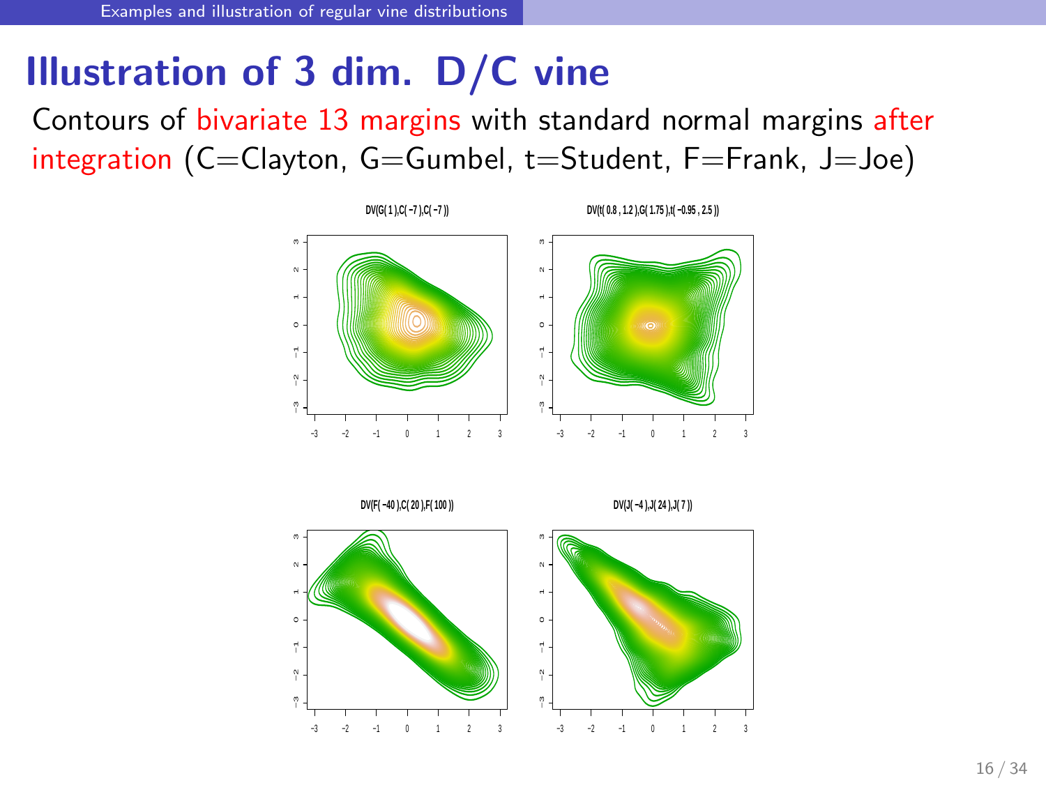# Illustration of 3 dim. D/C vine

Contours of bivariate 13 margins with standard normal margins after integration (C=Clayton, G=Gumbel, t=Student, F=Frank, J=Joe)

DV(G( 1 ),C( −7 ),C( −7 ))

DV(t( 0.8 , 1.2 ),G( 1.75 ),t( −0.95 , 2.5 ))

DV(F( −40 ),C( 20 ),F( 100 ))

DV(J( −4 ),J( 24 ),J( 7 ))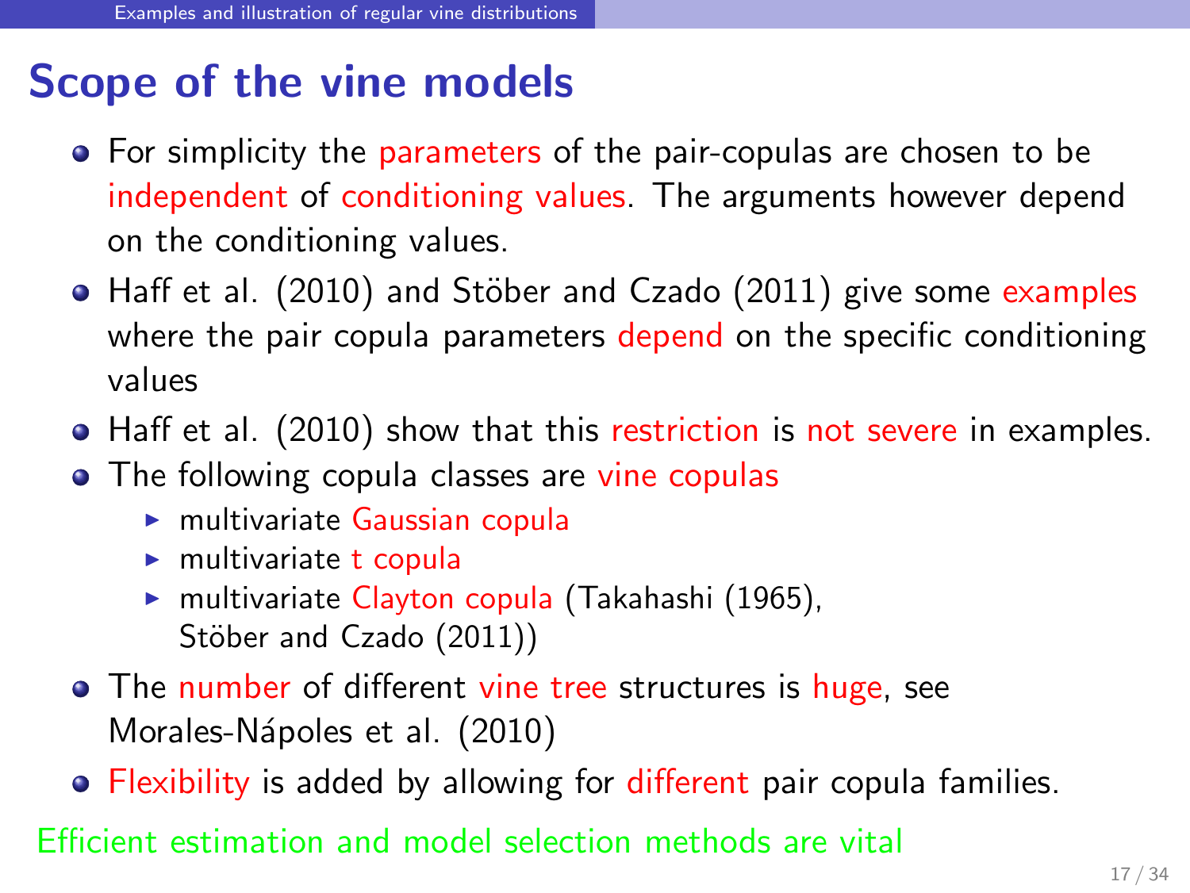# Scope of the vine models

- For simplicity the parameters of the pair-copulas are chosen to be independent of conditioning values. The arguments however depend on the conditioning values.
- Haff et al. (2010) and Stöber and Czado (2011) give some examples where the pair copula parameters depend on the specific conditioning values
- Haff et al. (2010) show that this restriction is not severe in examples.
- The following copula classes are vine copulas
  - multivariate Gaussian copula
  - multivariate t copula
  - multivariate Clayton copula (Takahashi (1965), Stöber and Czado (2011))
- The number of different vine tree structures is huge, see Morales-Nápoles et al. (2010)
- Flexibility is added by allowing for different pair copula families.

Efficient estimation and model selection methods are vital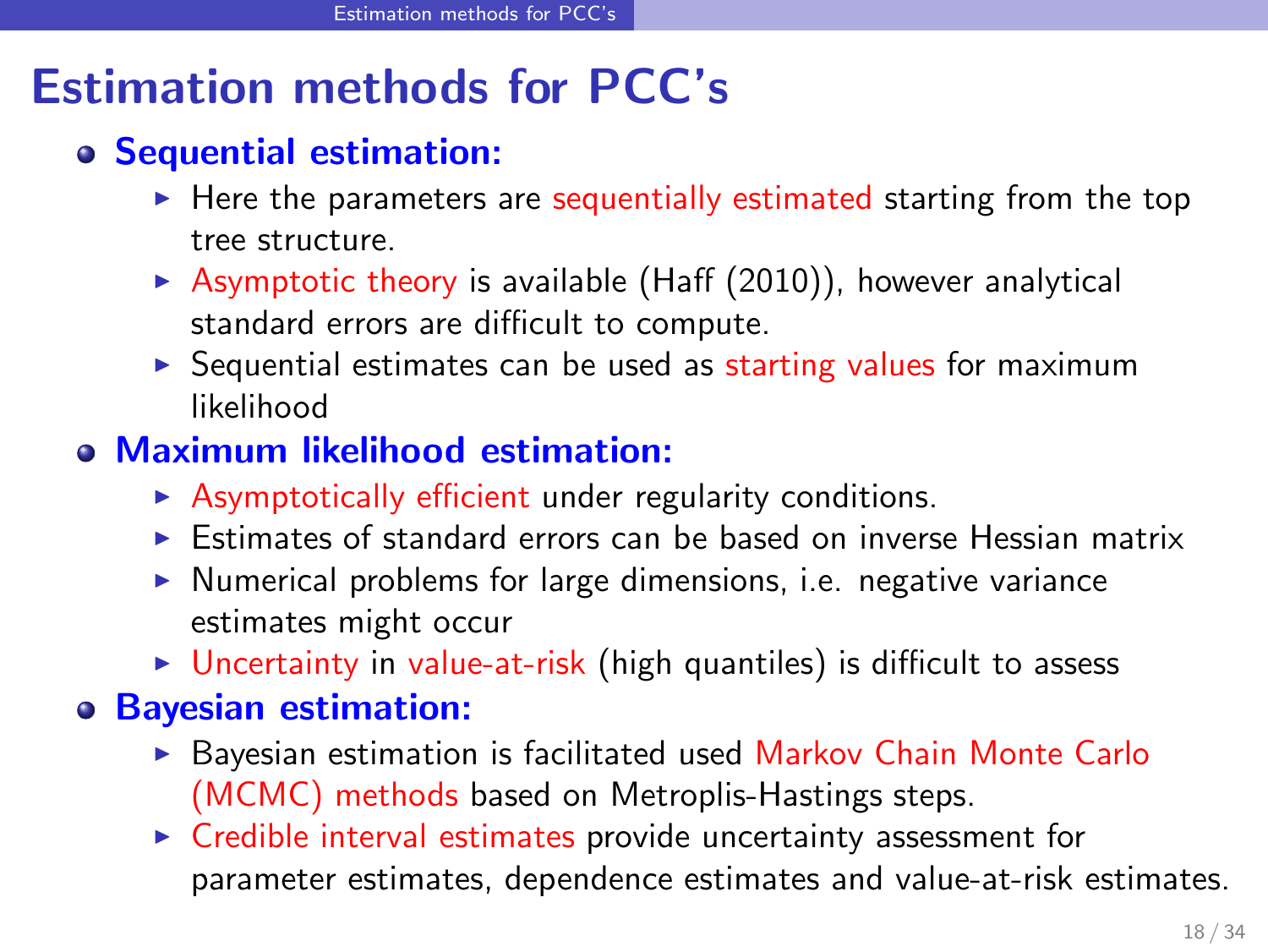# Estimation methods for PCC's

- **Sequential estimation:**
  - Here the parameters are sequentially estimated starting from the top tree structure.
  - Asymptotic theory is available (Haff (2010)), however analytical standard errors are difficult to compute.
  - Sequential estimates can be used as starting values for maximum likelihood
- **Maximum likelihood estimation:**
  - Asymptotically efficient under regularity conditions.
  - Estimates of standard errors can be based on inverse Hessian matrix
  - Numerical problems for large dimensions, i.e. negative variance estimates might occur
  - Uncertainty in value-at-risk (high quantiles) is difficult to assess
- **Bayesian estimation:**
  - Bayesian estimation is facilitated used Markov Chain Monte Carlo (MCMC) methods based on Metroplis-Hastings steps.
  - Credible interval estimates provide uncertainty assessment for parameter estimates, dependence estimates and value-at-risk estimates.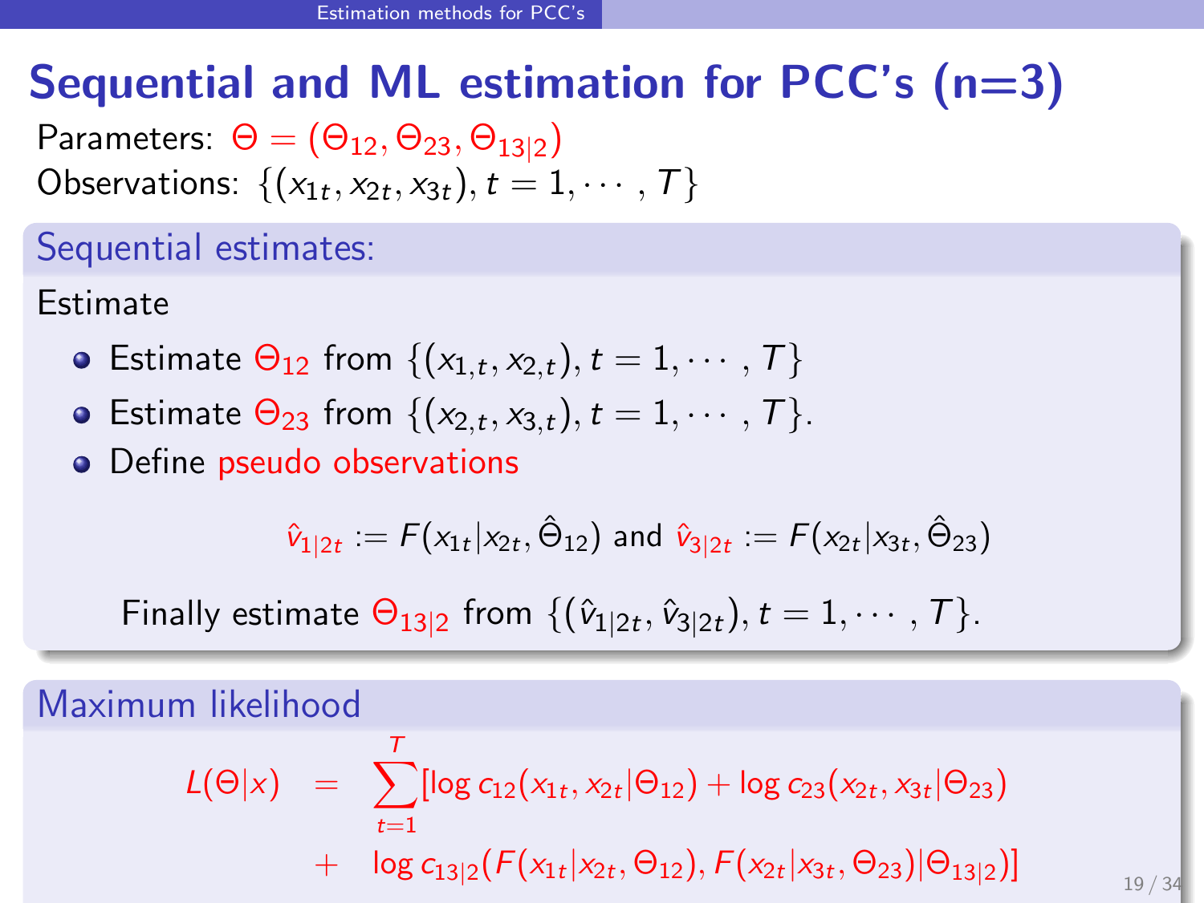# Sequential and ML estimation for PCC's (n=3)

Parameters: $\Theta = (\Theta_{12}, \Theta_{23}, \Theta_{13|2})$

Observations: $\{(x_{1t}, x_{2t}, x_{3t}), t = 1, \cdots, T\}$

## Sequential estimates:

Estimate

- Estimate $\Theta_{12}$ from $\{(x_{1,t}, x_{2,t}), t = 1, \cdots, T\}$
- Estimate $\Theta_{23}$ from $\{(x_{2,t}, x_{3,t}), t = 1, \cdots, T\}$.
- Define pseudo observations

$$\hat{v}_{1|2t} := F(x_{1t}|x_{2t}, \hat{\Theta}_{12}) \text{ and } \hat{v}_{3|2t} := F(x_{2t}|x_{3t}, \hat{\Theta}_{23})$$

Finally estimate $\Theta_{13|2}$ from $\{(\hat{v}_{1|2t}, \hat{v}_{3|2t}), t = 1, \cdots, T\}$.

## Maximum likelihood

$$\begin{aligned} L(\Theta|x) &= \sum_{t=1}^{T} [\log c_{12}(x_{1t}, x_{2t}|\Theta_{12}) + \log c_{23}(x_{2t}, x_{3t}|\Theta_{23}) \\ &+ \log c_{13|2}(F(x_{1t}|x_{2t}, \Theta_{12}), F(x_{2t}|x_{3t}, \Theta_{23})|\Theta_{13|2})] \end{aligned}$$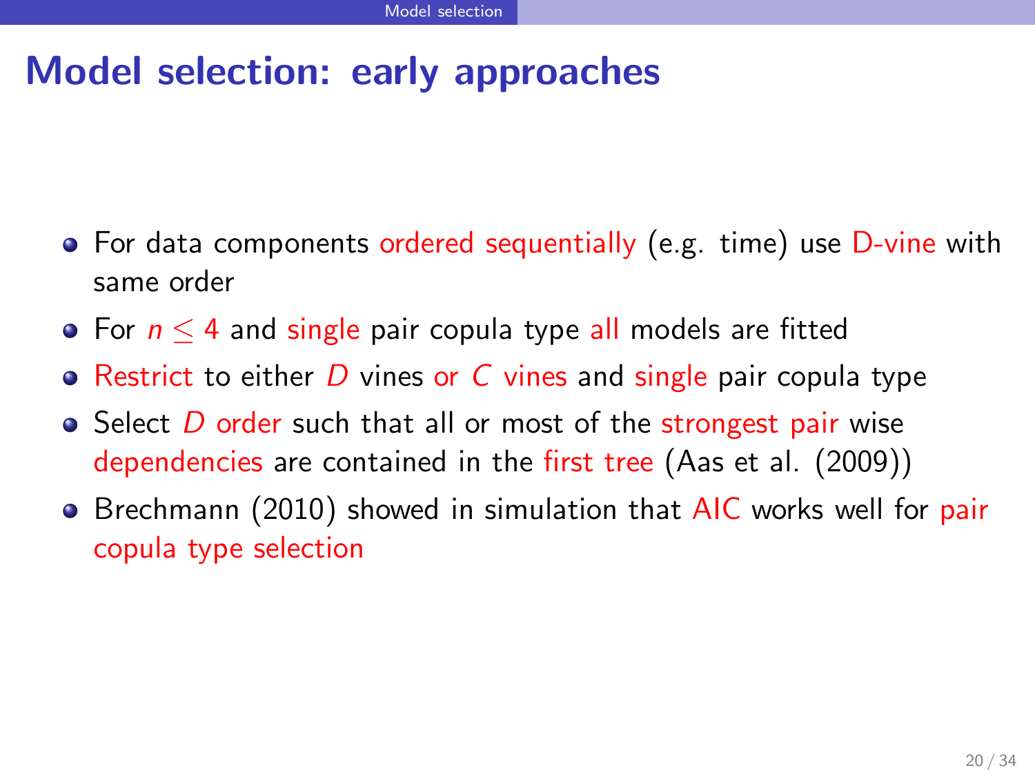# Model selection: early approaches

- For data components ordered sequentially (e.g. time) use D-vine with same order
- For $n \leq 4$ and single pair copula type all models are fitted
- Restrict to either $D$ vines or $C$ vines and single pair copula type
- Select $D$ order such that all or most of the strongest pair wise dependencies are contained in the first tree (Aas et al. (2009))
- Brechmann (2010) showed in simulation that AIC works well for pair copula type selection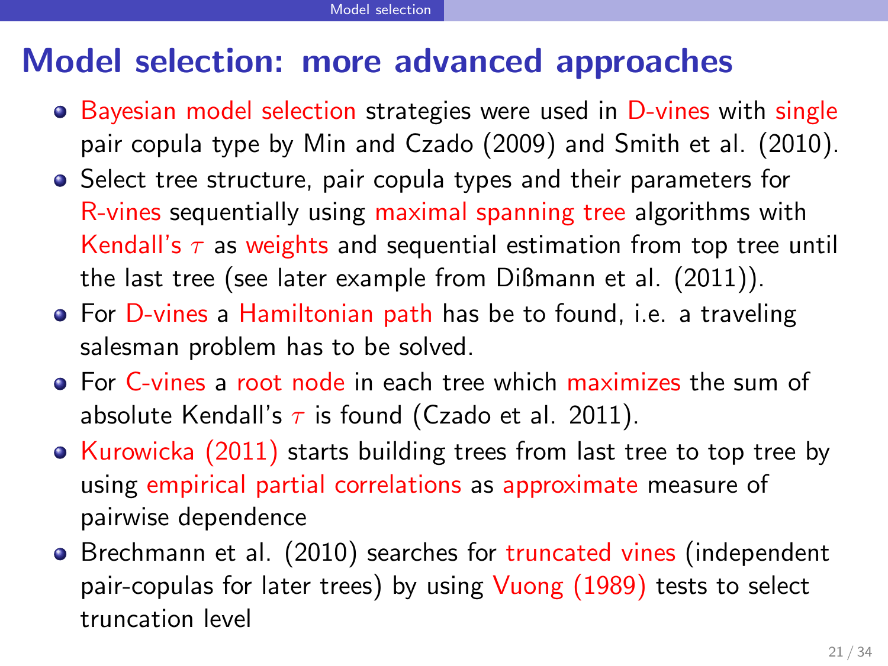# Model selection: more advanced approaches

- Bayesian model selection strategies were used in D-vines with single pair copula type by Min and Czado (2009) and Smith et al. (2010).
- Select tree structure, pair copula types and their parameters for R-vines sequentially using maximal spanning tree algorithms with Kendall's $\tau$ as weights and sequential estimation from top tree until the last tree (see later example from Dißmann et al. (2011)).
- For D-vines a Hamiltonian path has be to found, i.e. a traveling salesman problem has to be solved.
- For C-vines a root node in each tree which maximizes the sum of absolute Kendall's $\tau$ is found (Czado et al. 2011).
- Kurowicka (2011) starts building trees from last tree to top tree by using empirical partial correlations as approximate measure of pairwise dependence
- Brechmann et al. (2010) searches for truncated vines (independent pair-copulas for later trees) by using Vuong (1989) tests to select truncation level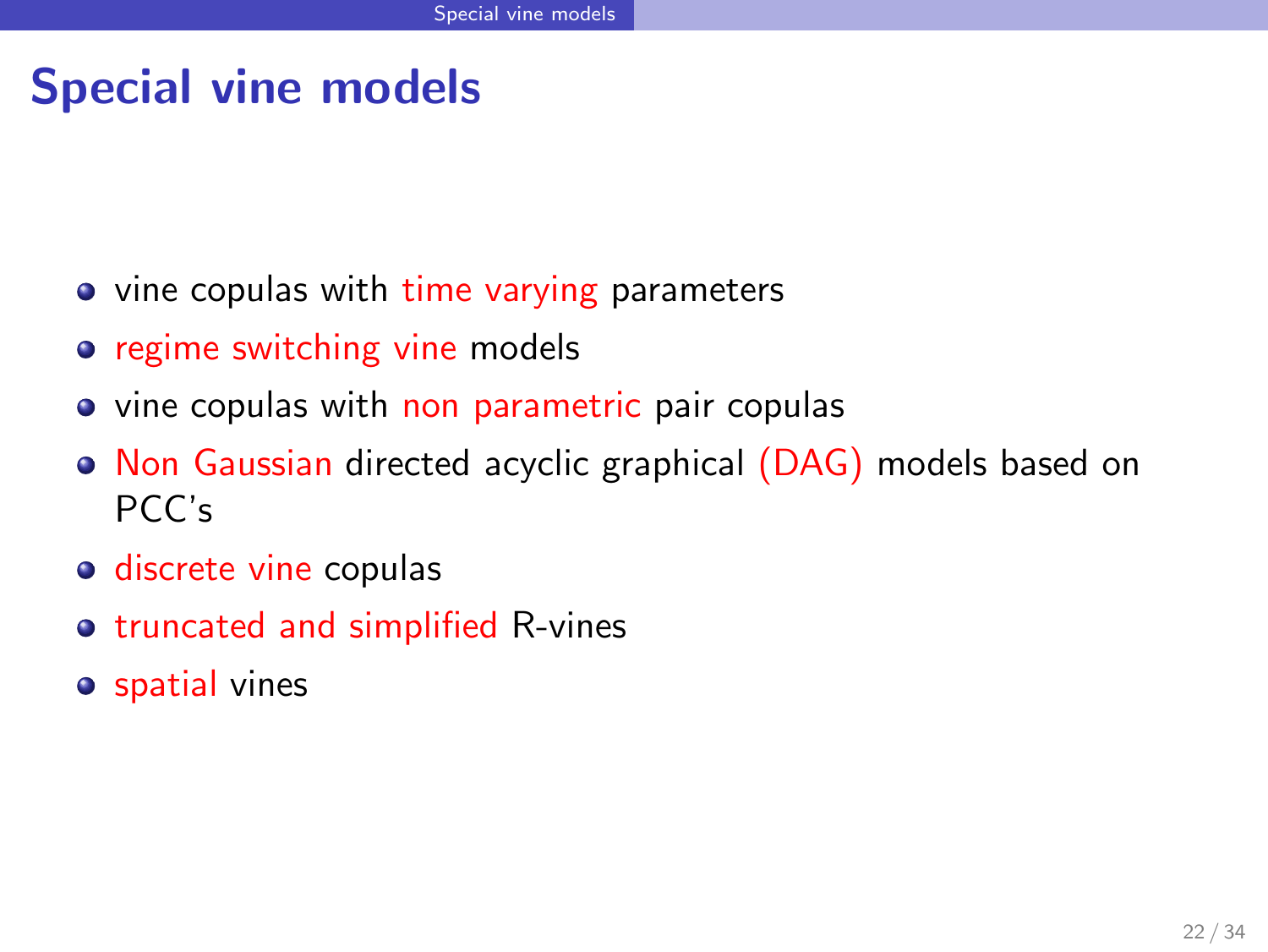# Special vine models

- vine copulas with time varying parameters
- regime switching vine models
- vine copulas with non parametric pair copulas
- Non Gaussian directed acyclic graphical (DAG) models based on PCC's
- discrete vine copulas
- truncated and simplified R-vines
- spatial vines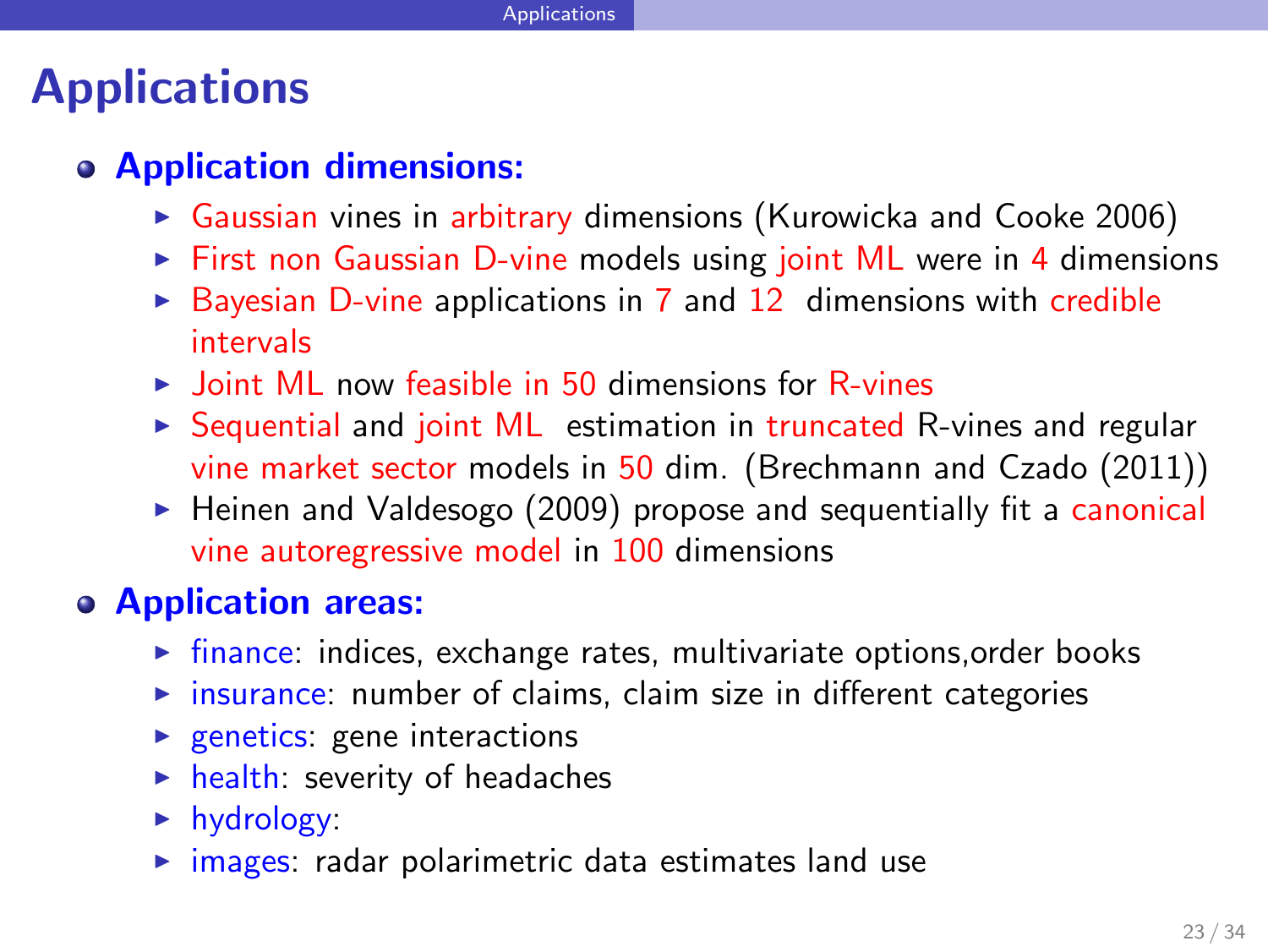# Applications

- **Application dimensions:**
  - Gaussian vines in arbitrary dimensions (Kurowicka and Cooke 2006)
  - First non Gaussian D-vine models using joint ML were in 4 dimensions
  - Bayesian D-vine applications in 7 and 12 dimensions with credible intervals
  - Joint ML now feasible in 50 dimensions for R-vines
  - Sequential and joint ML estimation in truncated R-vines and regular vine market sector models in 50 dim. (Brechmann and Czado (2011))
  - Heinen and Valdesogo (2009) propose and sequentially fit a canonical vine autoregressive model in 100 dimensions
- **Application areas:**
  - finance: indices, exchange rates, multivariate options,order books
  - insurance: number of claims, claim size in different categories
  - genetics: gene interactions
  - health: severity of headaches
  - hydrology:
  - images: radar polarimetric data estimates land use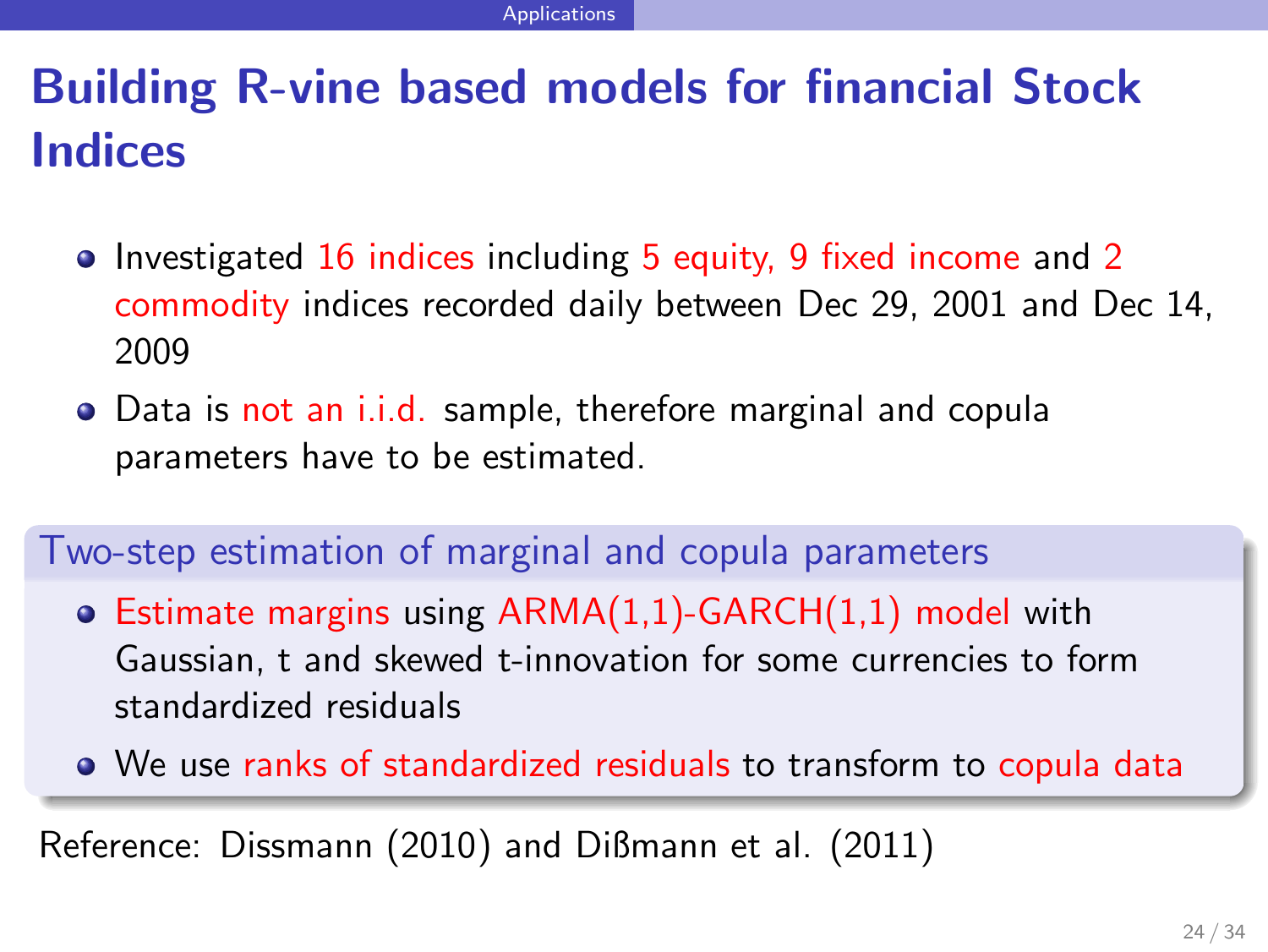# Building R-vine based models for financial Stock Indices

- Investigated 16 indices including 5 equity, 9 fixed income and 2 commodity indices recorded daily between Dec 29, 2001 and Dec 14, 2009
- Data is not an i.i.d. sample, therefore marginal and copula parameters have to be estimated.

**Two-step estimation of marginal and copula parameters**

- Estimate margins using ARMA(1,1)-GARCH(1,1) model with Gaussian, t and skewed t-innovation for some currencies to form standardized residuals
- We use ranks of standardized residuals to transform to copula data

Reference: Dissmann (2010) and Dißmann et al. (2011)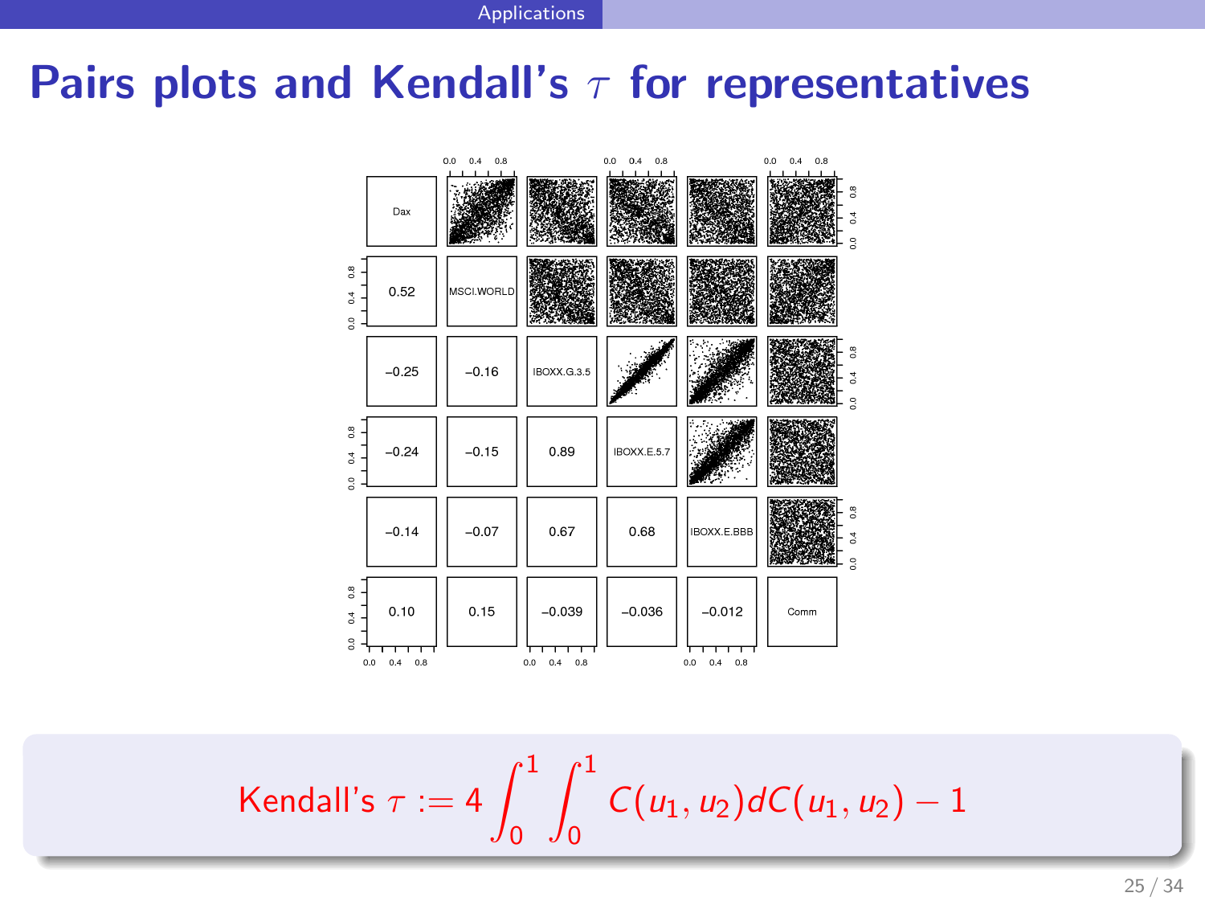# Pairs plots and Kendall's $\tau$ for representatives

| Dax | | | | | |
|---|---|---|---|---|---|
| 0.52 | MSCI.WORLD | | | | |
| −0.25 | −0.16 | IBOXX.G.3.5 | | | |
| −0.24 | −0.15 | 0.89 | IBOXX.E.5.7 | | |
| −0.14 | −0.07 | 0.67 | 0.68 | IBOXX.E.BBB | |
| 0.10 | 0.15 | −0.039 | −0.036 | −0.012 | Comm |

$$\text{Kendall's } \tau := 4 \int_0^1 \int_0^1 C(u_1, u_2) dC(u_1, u_2) - 1$$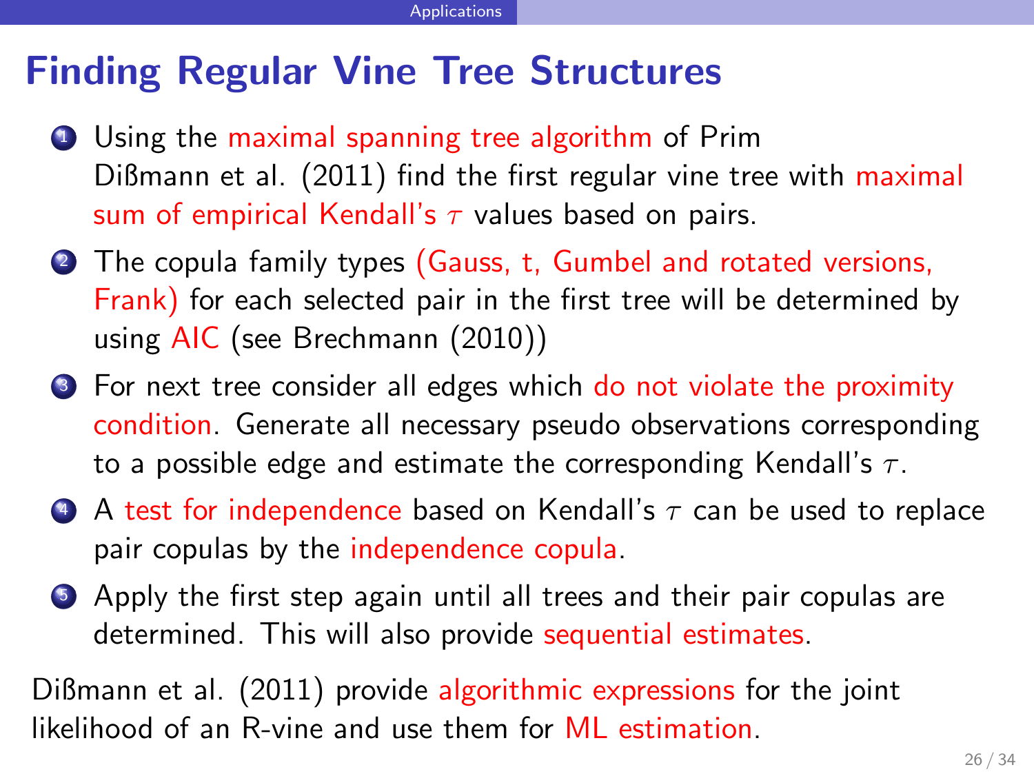# Finding Regular Vine Tree Structures

1. Using the maximal spanning tree algorithm of Prim
   Dißmann et al. (2011) find the first regular vine tree with maximal sum of empirical Kendall's $\tau$ values based on pairs.
2. The copula family types (Gauss, t, Gumbel and rotated versions, Frank) for each selected pair in the first tree will be determined by using AIC (see Brechmann (2010))
3. For next tree consider all edges which do not violate the proximity condition. Generate all necessary pseudo observations corresponding to a possible edge and estimate the corresponding Kendall's $\tau$.
4. A test for independence based on Kendall's $\tau$ can be used to replace pair copulas by the independence copula.
5. Apply the first step again until all trees and their pair copulas are determined. This will also provide sequential estimates.

Dißmann et al. (2011) provide algorithmic expressions for the joint likelihood of an R-vine and use them for ML estimation.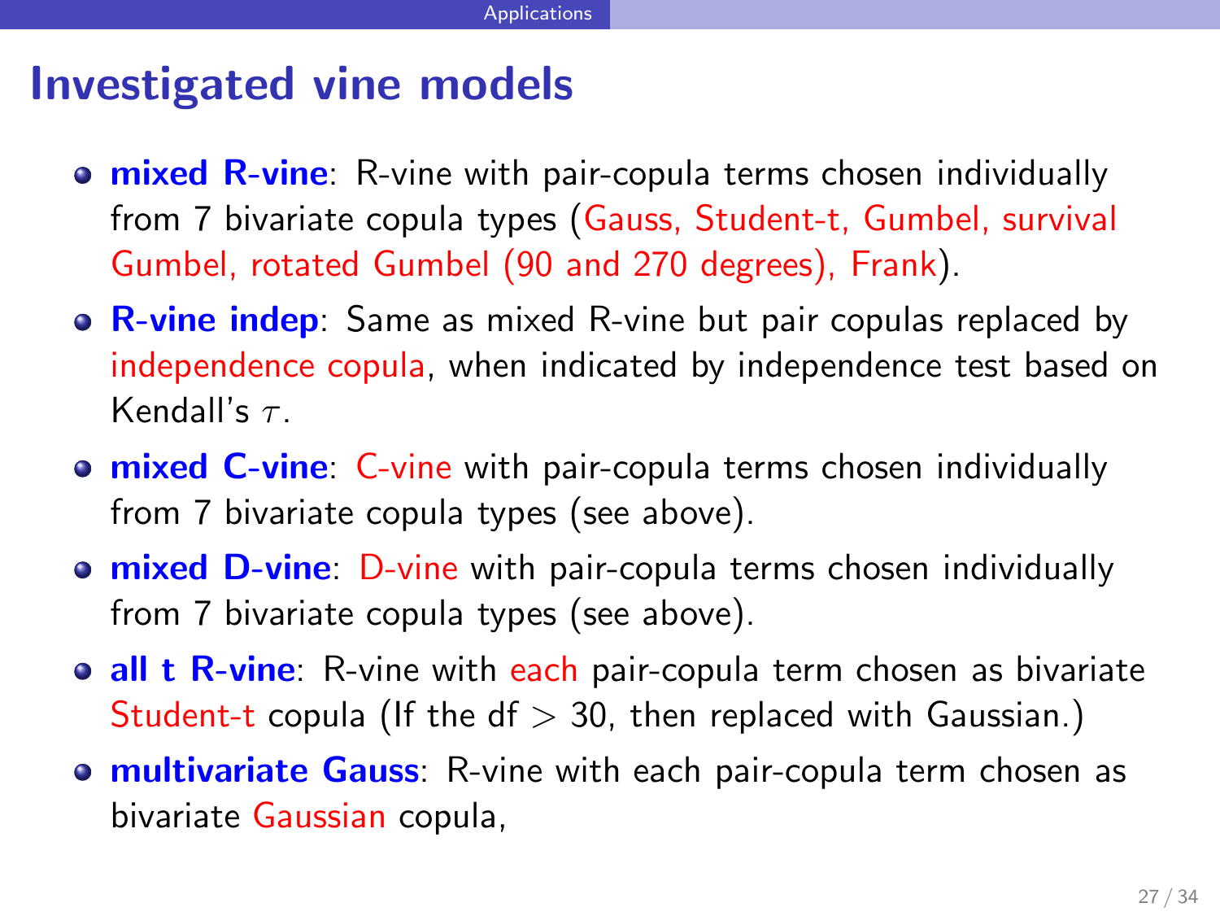# Investigated vine models

- **mixed R-vine**: R-vine with pair-copula terms chosen individually from 7 bivariate copula types (Gauss, Student-t, Gumbel, survival Gumbel, rotated Gumbel (90 and 270 degrees), Frank).
- **R-vine indep**: Same as mixed R-vine but pair copulas replaced by independence copula, when indicated by independence test based on Kendall's $\tau$.
- **mixed C-vine**: C-vine with pair-copula terms chosen individually from 7 bivariate copula types (see above).
- **mixed D-vine**: D-vine with pair-copula terms chosen individually from 7 bivariate copula types (see above).
- **all t R-vine**: R-vine with each pair-copula term chosen as bivariate Student-t copula (If the df $> 30$, then replaced with Gaussian.)
- **multivariate Gauss**: R-vine with each pair-copula term chosen as bivariate Gaussian copula,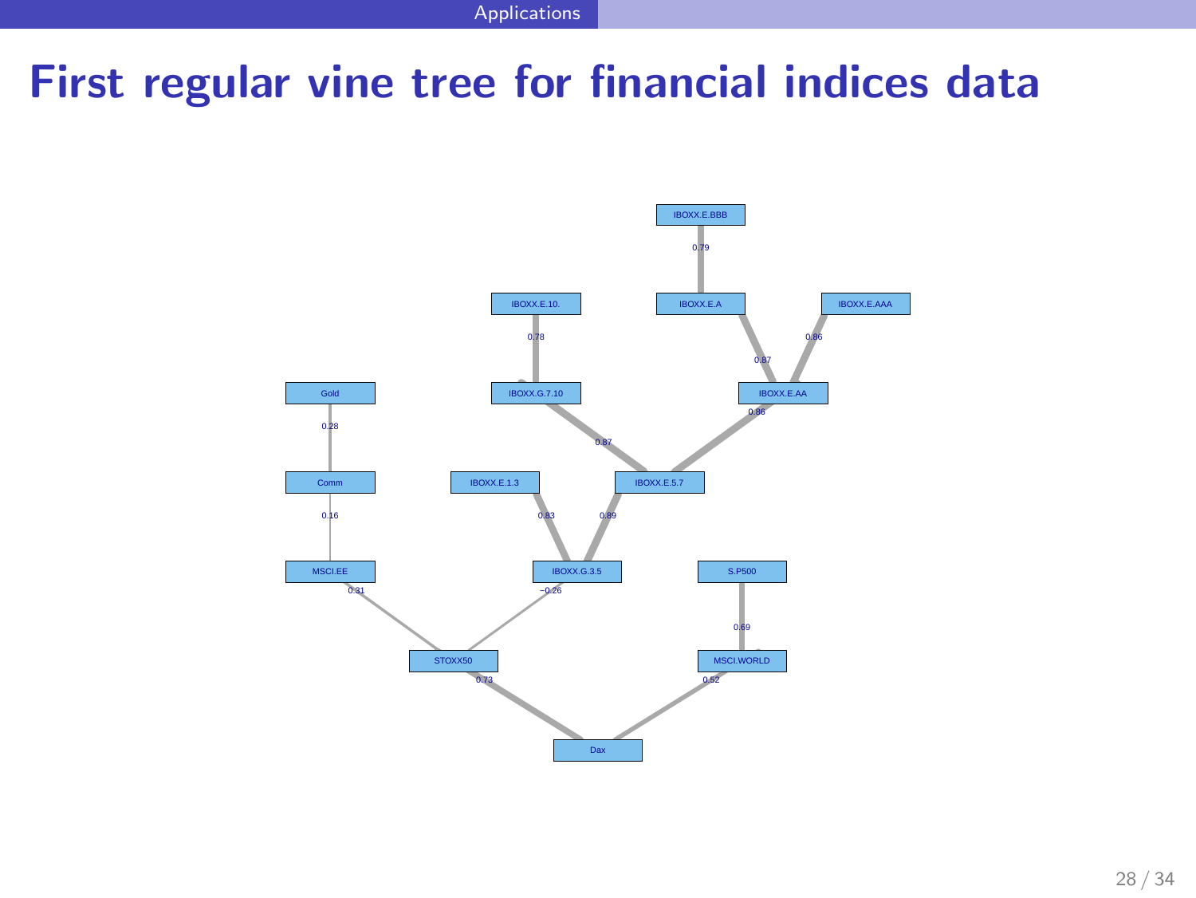# First regular vine tree for financial indices data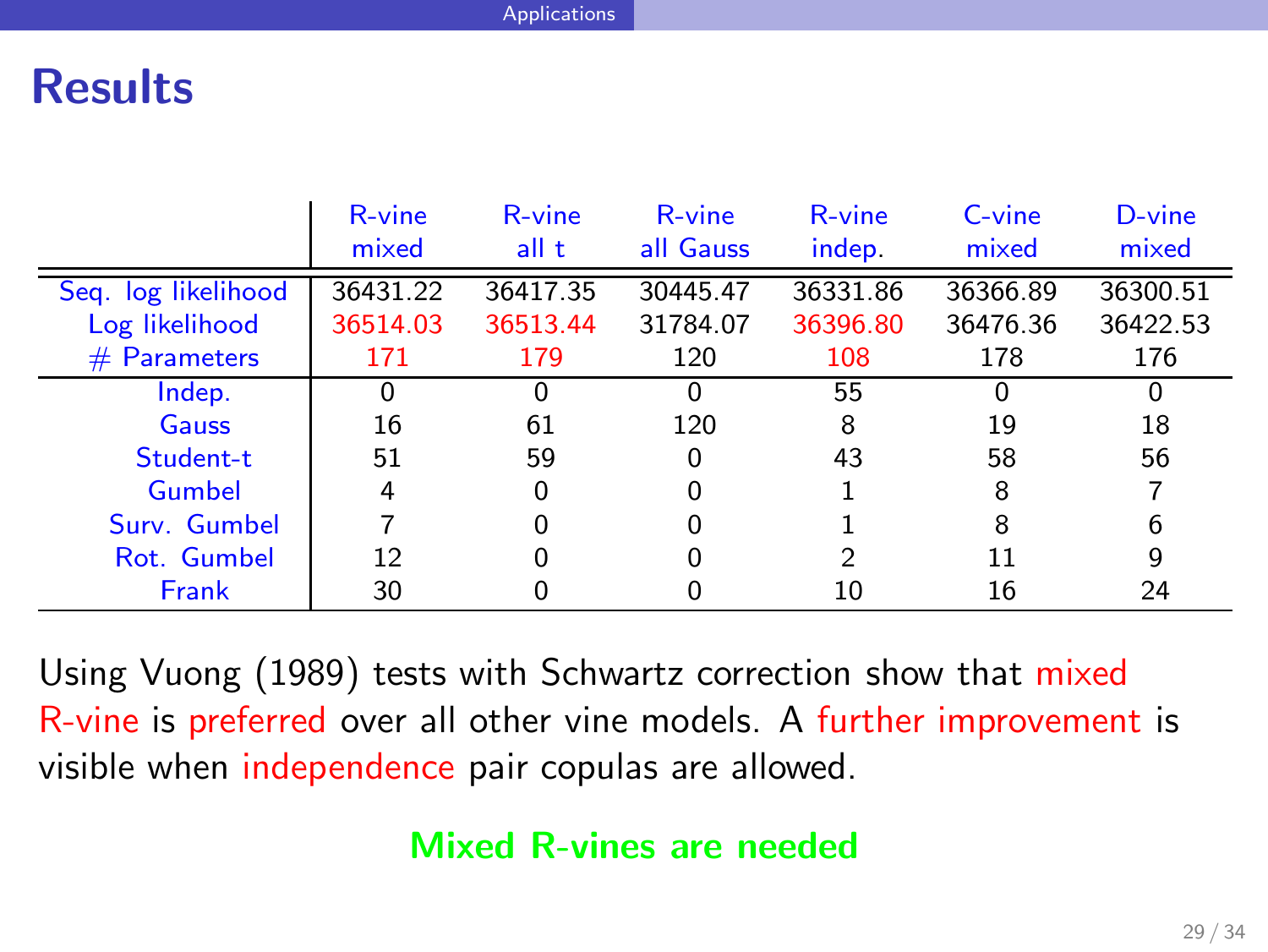# Results

| | R-vine mixed | R-vine all t | R-vine all Gauss | R-vine indep. | C-vine mixed | D-vine mixed |
|---|---|---|---|---|---|---|
| Seq. log likelihood | 36431.22 | 36417.35 | 30445.47 | 36331.86 | 36366.89 | 36300.51 |
| Log likelihood | 36514.03 | 36513.44 | 31784.07 | 36396.80 | 36476.36 | 36422.53 |
| # Parameters | 171 | 179 | 120 | 108 | 178 | 176 |
| Indep. | 0 | 0 | 0 | 55 | 0 | 0 |
| Gauss | 16 | 61 | 120 | 8 | 19 | 18 |
| Student-t | 51 | 59 | 0 | 43 | 58 | 56 |
| Gumbel | 4 | 0 | 0 | 1 | 8 | 7 |
| Surv. Gumbel | 7 | 0 | 0 | 1 | 8 | 6 |
| Rot. Gumbel | 12 | 0 | 0 | 2 | 11 | 9 |
| Frank | 30 | 0 | 0 | 10 | 16 | 24 |

Using Vuong (1989) tests with Schwartz correction show that mixed R-vine is preferred over all other vine models. A further improvement is visible when independence pair copulas are allowed.

**Mixed R-vines are needed**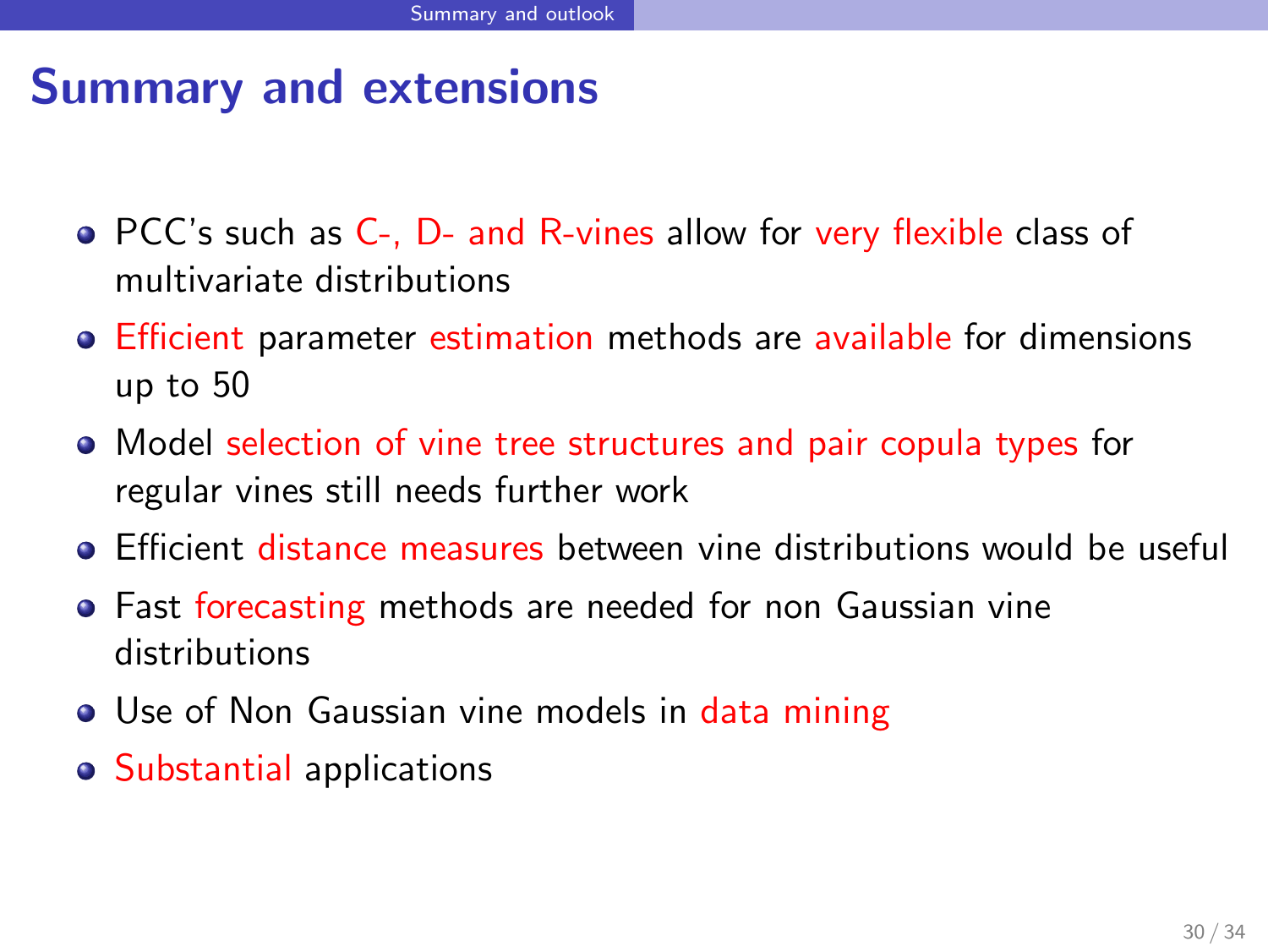# Summary and extensions

- PCC's such as C-, D- and R-vines allow for very flexible class of multivariate distributions
- Efficient parameter estimation methods are available for dimensions up to 50
- Model selection of vine tree structures and pair copula types for regular vines still needs further work
- Efficient distance measures between vine distributions would be useful
- Fast forecasting methods are needed for non Gaussian vine distributions
- Use of Non Gaussian vine models in data mining
- Substantial applications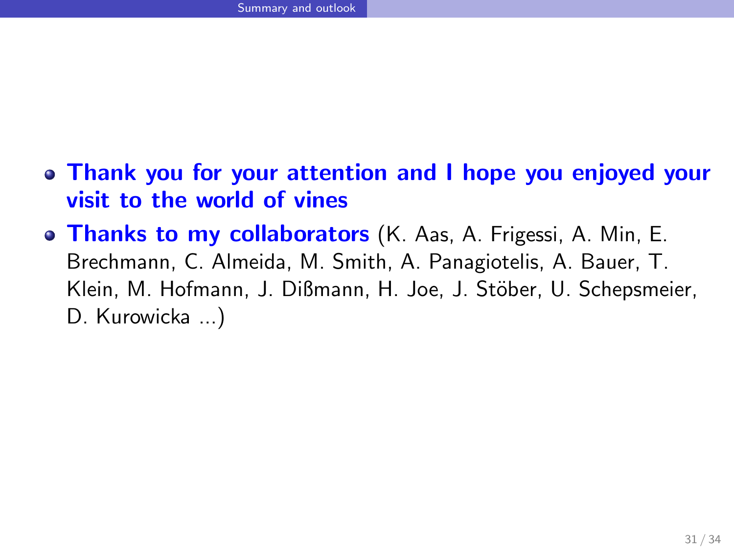- **Thank you for your attention and I hope you enjoyed your visit to the world of vines**
- **Thanks to my collaborators** (K. Aas, A. Frigessi, A. Min, E. Brechmann, C. Almeida, M. Smith, A. Panagiotelis, A. Bauer, T. Klein, M. Hofmann, J. Dißmann, H. Joe, J. Stöber, U. Schepsmeier, D. Kurowicka ...)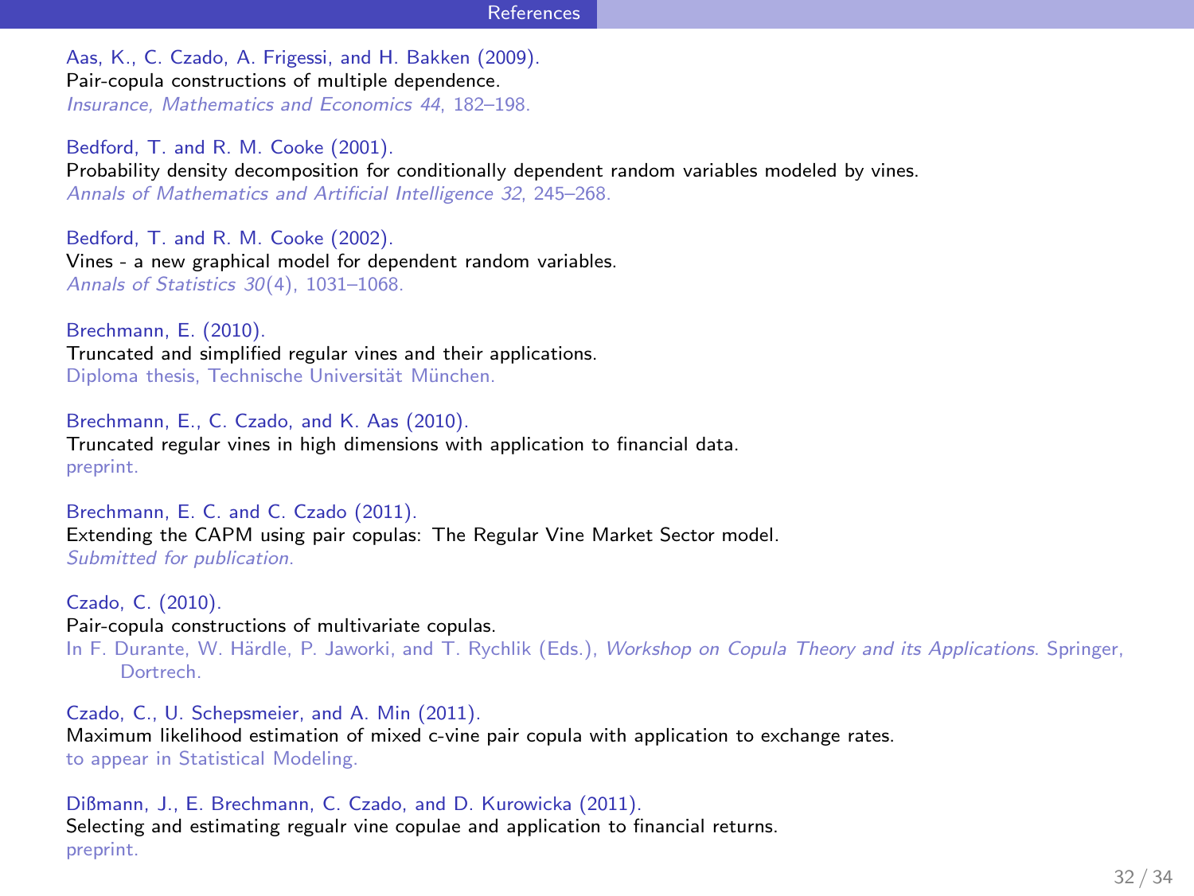## References

Aas, K., C. Czado, A. Frigessi, and H. Bakken (2009).
Pair-copula constructions of multiple dependence.
*Insurance, Mathematics and Economics 44*, 182–198.

Bedford, T. and R. M. Cooke (2001).
Probability density decomposition for conditionally dependent random variables modeled by vines.
*Annals of Mathematics and Artificial Intelligence 32*, 245–268.

Bedford, T. and R. M. Cooke (2002).
Vines - a new graphical model for dependent random variables.
*Annals of Statistics 30*(4), 1031–1068.

Brechmann, E. (2010).
Truncated and simplified regular vines and their applications.
Diploma thesis, Technische Universität München.

Brechmann, E., C. Czado, and K. Aas (2010).
Truncated regular vines in high dimensions with application to financial data.
preprint.

Brechmann, E. C. and C. Czado (2011).
Extending the CAPM using pair copulas: The Regular Vine Market Sector model.
*Submitted for publication.*

Czado, C. (2010).
Pair-copula constructions of multivariate copulas.
In F. Durante, W. Härdle, P. Jaworki, and T. Rychlik (Eds.), *Workshop on Copula Theory and its Applications*. Springer, Dortrech.

Czado, C., U. Schepsmeier, and A. Min (2011).
Maximum likelihood estimation of mixed c-vine pair copula with application to exchange rates.
to appear in Statistical Modeling.

Dißmann, J., E. Brechmann, C. Czado, and D. Kurowicka (2011).
Selecting and estimating regualr vine copulae and application to financial returns.
preprint.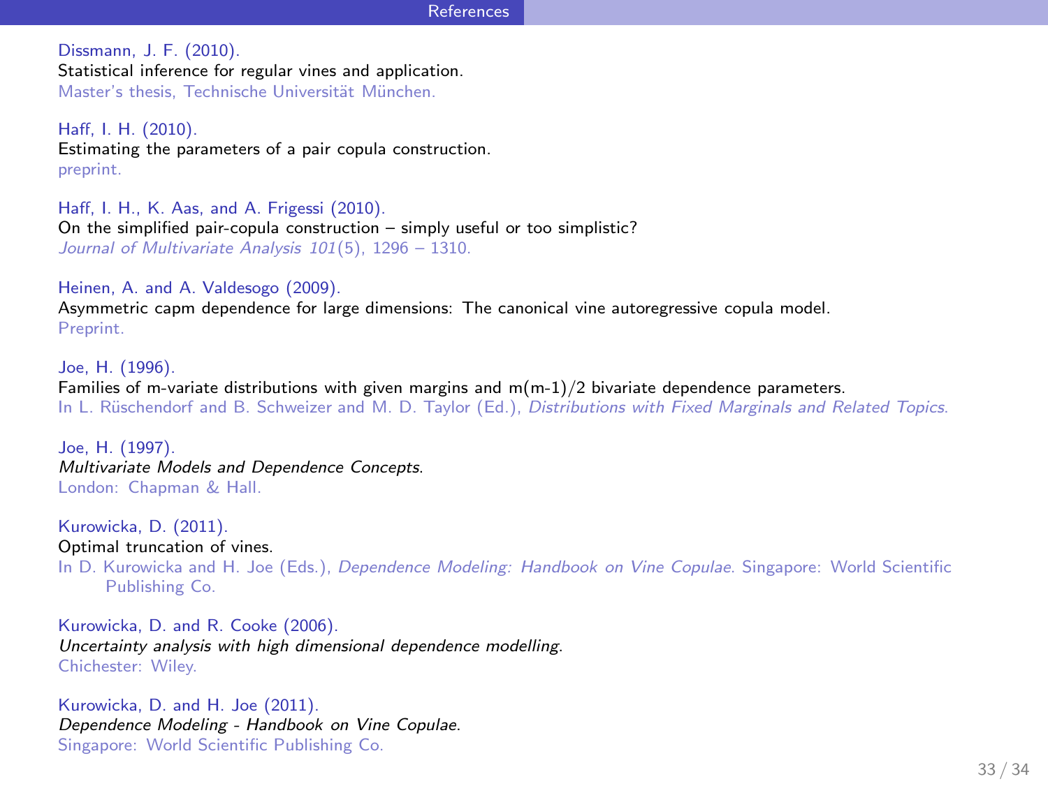## References

Dissmann, J. F. (2010).
Statistical inference for regular vines and application.
Master's thesis, Technische Universität München.

Haff, I. H. (2010).
Estimating the parameters of a pair copula construction.
preprint.

Haff, I. H., K. Aas, and A. Frigessi (2010).
On the simplified pair-copula construction – simply useful or too simplistic?
*Journal of Multivariate Analysis 101*(5), 1296 – 1310.

Heinen, A. and A. Valdesogo (2009).
Asymmetric capm dependence for large dimensions: The canonical vine autoregressive copula model.
Preprint.

Joe, H. (1996).
Families of m-variate distributions with given margins and m(m-1)/2 bivariate dependence parameters.
In L. Rüschendorf and B. Schweizer and M. D. Taylor (Ed.), *Distributions with Fixed Marginals and Related Topics*.

Joe, H. (1997).
*Multivariate Models and Dependence Concepts*.
London: Chapman & Hall.

Kurowicka, D. (2011).
Optimal truncation of vines.
In D. Kurowicka and H. Joe (Eds.), *Dependence Modeling: Handbook on Vine Copulae*. Singapore: World Scientific Publishing Co.

Kurowicka, D. and R. Cooke (2006).
*Uncertainty analysis with high dimensional dependence modelling*.
Chichester: Wiley.

Kurowicka, D. and H. Joe (2011).
*Dependence Modeling - Handbook on Vine Copulae*.
Singapore: World Scientific Publishing Co.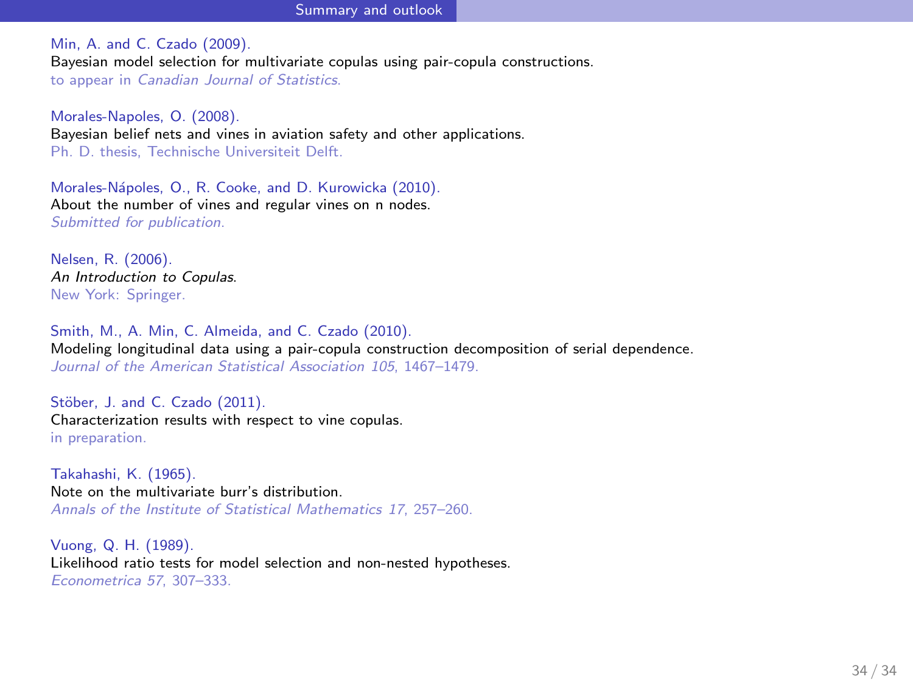Min, A. and C. Czado (2009).
Bayesian model selection for multivariate copulas using pair-copula constructions.
to appear in *Canadian Journal of Statistics*.

Morales-Napoles, O. (2008).
Bayesian belief nets and vines in aviation safety and other applications.
Ph. D. thesis, Technische Universiteit Delft.

Morales-Nápoles, O., R. Cooke, and D. Kurowicka (2010).
About the number of vines and regular vines on n nodes.
*Submitted for publication*.

Nelsen, R. (2006).
*An Introduction to Copulas*.
New York: Springer.

Smith, M., A. Min, C. Almeida, and C. Czado (2010).
Modeling longitudinal data using a pair-copula construction decomposition of serial dependence.
*Journal of the American Statistical Association 105*, 1467–1479.

Stöber, J. and C. Czado (2011).
Characterization results with respect to vine copulas.
in preparation.

Takahashi, K. (1965).
Note on the multivariate burr's distribution.
*Annals of the Institute of Statistical Mathematics 17*, 257–260.

Vuong, Q. H. (1989).
Likelihood ratio tests for model selection and non-nested hypotheses.
*Econometrica 57*, 307–333.